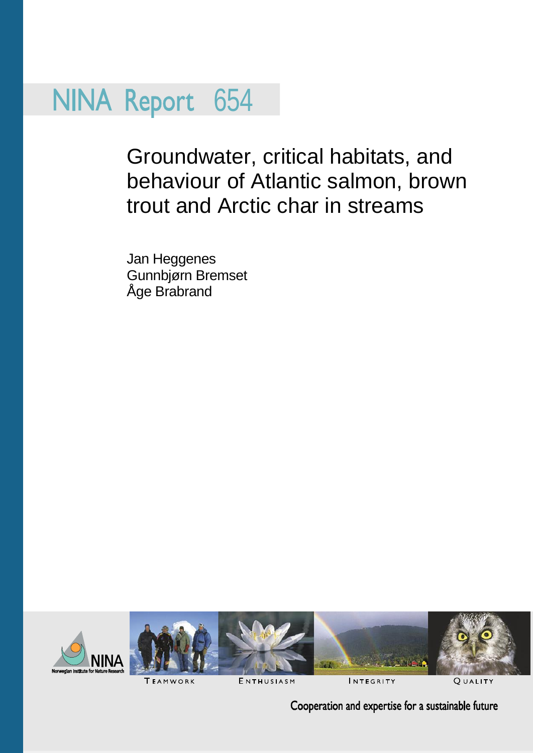# NINA Report 654

## Groundwater, critical habitats, and behaviour of Atlantic salmon, brown trout and Arctic char in streams

Jan Heggenes
Gunnbjørn Bremset
Åge Brabrand

NINA
Norwegian Institute for Nature Research

TEAMWORK ENTHUSIASM INTEGRITY QUALITY

Cooperation and expertise for a sustainable future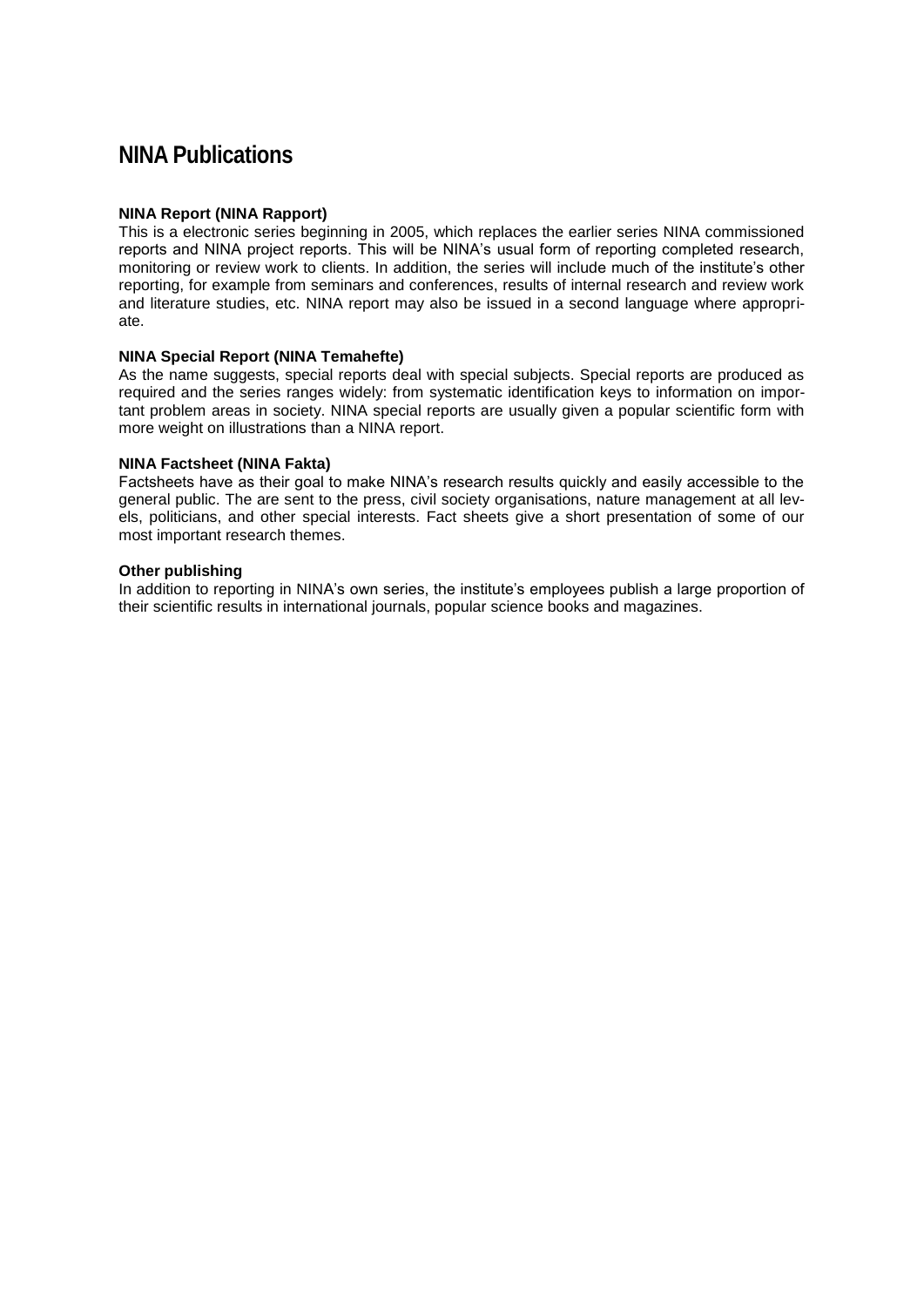# NINA Publications

**NINA Report (NINA Rapport)**
This is a electronic series beginning in 2005, which replaces the earlier series NINA commissioned reports and NINA project reports. This will be NINA's usual form of reporting completed research, monitoring or review work to clients. In addition, the series will include much of the institute's other reporting, for example from seminars and conferences, results of internal research and review work and literature studies, etc. NINA report may also be issued in a second language where appropriate.

**NINA Special Report (NINA Temahefte)**
As the name suggests, special reports deal with special subjects. Special reports are produced as required and the series ranges widely: from systematic identification keys to information on important problem areas in society. NINA special reports are usually given a popular scientific form with more weight on illustrations than a NINA report.

**NINA Factsheet (NINA Fakta)**
Factsheets have as their goal to make NINA's research results quickly and easily accessible to the general public. The are sent to the press, civil society organisations, nature management at all levels, politicians, and other special interests. Fact sheets give a short presentation of some of our most important research themes.

**Other publishing**
In addition to reporting in NINA's own series, the institute's employees publish a large proportion of their scientific results in international journals, popular science books and magazines.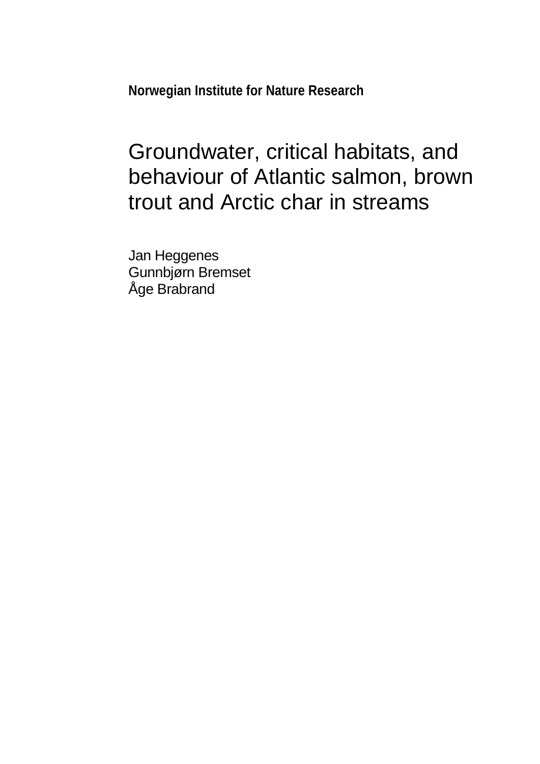**Norwegian Institute for Nature Research**

# Groundwater, critical habitats, and behaviour of Atlantic salmon, brown trout and Arctic char in streams

Jan Heggenes
Gunnbjørn Bremset
Åge Brabrand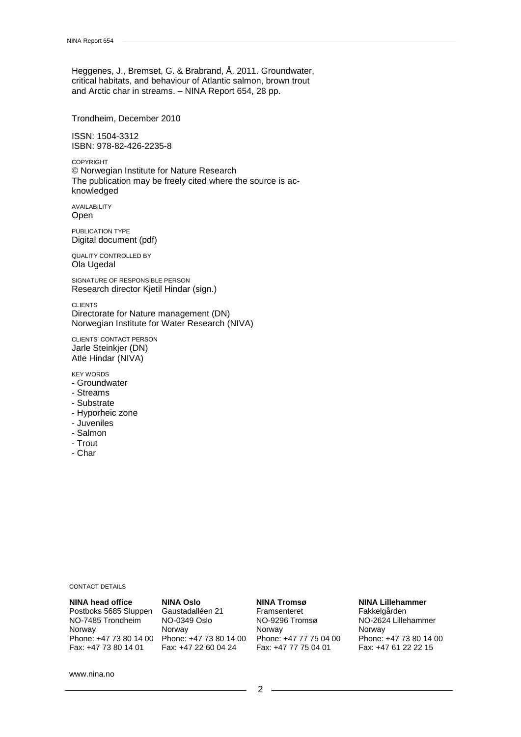Heggenes, J., Bremset, G. & Brabrand, Å. 2011. Groundwater, critical habitats, and behaviour of Atlantic salmon, brown trout and Arctic char in streams. – NINA Report 654, 28 pp.

Trondheim, December 2010

ISSN: 1504-3312
ISBN: 978-82-426-2235-8

COPYRIGHT
© Norwegian Institute for Nature Research
The publication may be freely cited where the source is acknowledged

AVAILABILITY
Open

PUBLICATION TYPE
Digital document (pdf)

QUALITY CONTROLLED BY
Ola Ugedal

SIGNATURE OF RESPONSIBLE PERSON
Research director Kjetil Hindar (sign.)

CLIENTS
Directorate for Nature management (DN)
Norwegian Institute for Water Research (NIVA)

CLIENTS' CONTACT PERSON
Jarle Steinkjer (DN)
Atle Hindar (NIVA)

KEY WORDS
- Groundwater
- Streams
- Substrate
- Hyporheic zone
- Juveniles
- Salmon
- Trout
- Char

CONTACT DETAILS

**NINA head office**
Postboks 5685 Sluppen
NO-7485 Trondheim
Norway
Phone: +47 73 80 14 00
Fax: +47 73 80 14 01

**NINA Oslo**
Gaustadalléen 21
NO-0349 Oslo
Norway
Phone: +47 73 80 14 00
Fax: +47 22 60 04 24

**NINA Tromsø**
Framsenteret
NO-9296 Tromsø
Norway
Phone: +47 77 75 04 00
Fax: +47 77 75 04 01

**NINA Lillehammer**
Fakkelgården
NO-2624 Lillehammer
Norway
Phone: +47 73 80 14 00
Fax: +47 61 22 22 15

www.nina.no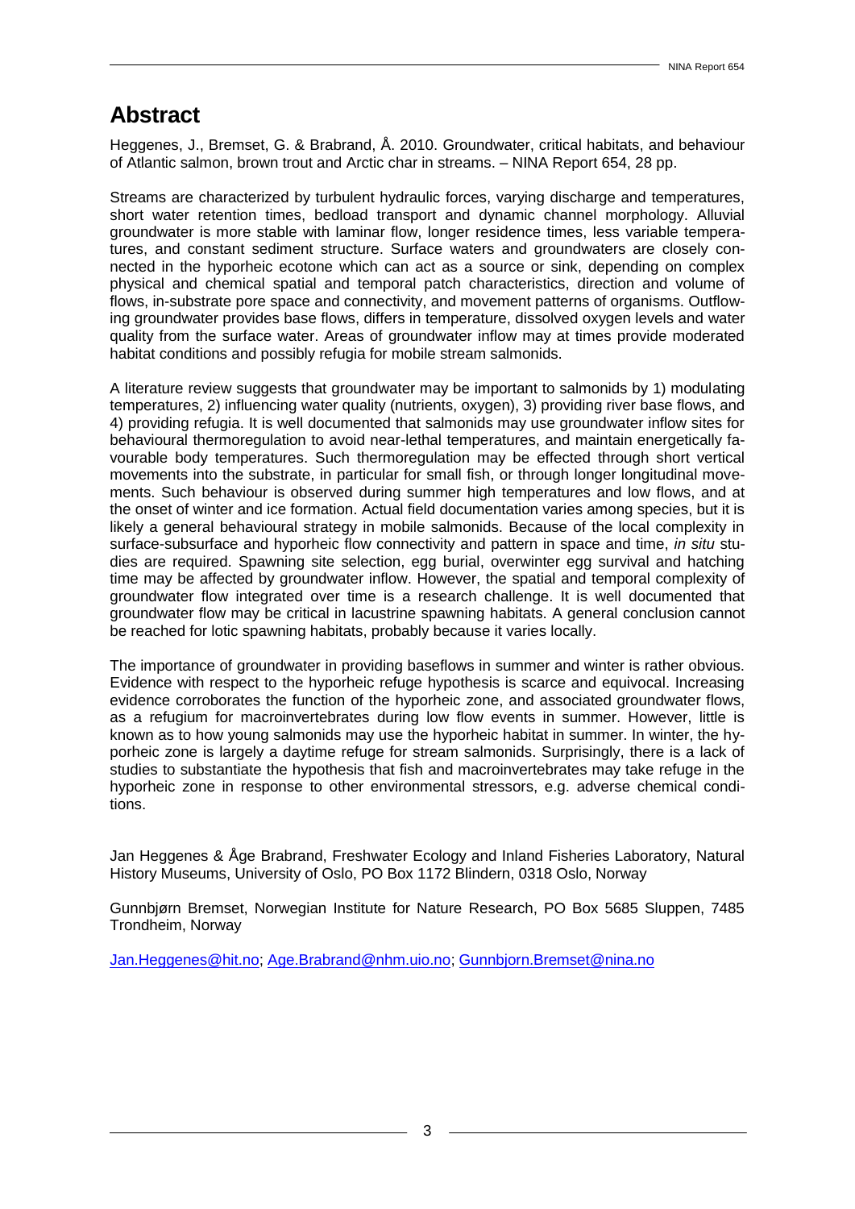# Abstract

Heggenes, J., Bremset, G. & Brabrand, Å. 2010. Groundwater, critical habitats, and behaviour of Atlantic salmon, brown trout and Arctic char in streams. – NINA Report 654, 28 pp.

Streams are characterized by turbulent hydraulic forces, varying discharge and temperatures, short water retention times, bedload transport and dynamic channel morphology. Alluvial groundwater is more stable with laminar flow, longer residence times, less variable temperatures, and constant sediment structure. Surface waters and groundwaters are closely connected in the hyporheic ecotone which can act as a source or sink, depending on complex physical and chemical spatial and temporal patch characteristics, direction and volume of flows, in-substrate pore space and connectivity, and movement patterns of organisms. Outflowing groundwater provides base flows, differs in temperature, dissolved oxygen levels and water quality from the surface water. Areas of groundwater inflow may at times provide moderated habitat conditions and possibly refugia for mobile stream salmonids.

A literature review suggests that groundwater may be important to salmonids by 1) modulating temperatures, 2) influencing water quality (nutrients, oxygen), 3) providing river base flows, and 4) providing refugia. It is well documented that salmonids may use groundwater inflow sites for behavioural thermoregulation to avoid near-lethal temperatures, and maintain energetically favourable body temperatures. Such thermoregulation may be effected through short vertical movements into the substrate, in particular for small fish, or through longer longitudinal movements. Such behaviour is observed during summer high temperatures and low flows, and at the onset of winter and ice formation. Actual field documentation varies among species, but it is likely a general behavioural strategy in mobile salmonids. Because of the local complexity in surface-subsurface and hyporheic flow connectivity and pattern in space and time, *in situ* studies are required. Spawning site selection, egg burial, overwinter egg survival and hatching time may be affected by groundwater inflow. However, the spatial and temporal complexity of groundwater flow integrated over time is a research challenge. It is well documented that groundwater flow may be critical in lacustrine spawning habitats. A general conclusion cannot be reached for lotic spawning habitats, probably because it varies locally.

The importance of groundwater in providing baseflows in summer and winter is rather obvious. Evidence with respect to the hyporheic refuge hypothesis is scarce and equivocal. Increasing evidence corroborates the function of the hyporheic zone, and associated groundwater flows, as a refugium for macroinvertebrates during low flow events in summer. However, little is known as to how young salmonids may use the hyporheic habitat in summer. In winter, the hyporheic zone is largely a daytime refuge for stream salmonids. Surprisingly, there is a lack of studies to substantiate the hypothesis that fish and macroinvertebrates may take refuge in the hyporheic zone in response to other environmental stressors, e.g. adverse chemical conditions.

Jan Heggenes & Åge Brabrand, Freshwater Ecology and Inland Fisheries Laboratory, Natural History Museums, University of Oslo, PO Box 1172 Blindern, 0318 Oslo, Norway

Gunnbjørn Bremset, Norwegian Institute for Nature Research, PO Box 5685 Sluppen, 7485 Trondheim, Norway

Jan.Heggenes@hit.no; Age.Brabrand@nhm.uio.no; Gunnbjorn.Bremset@nina.no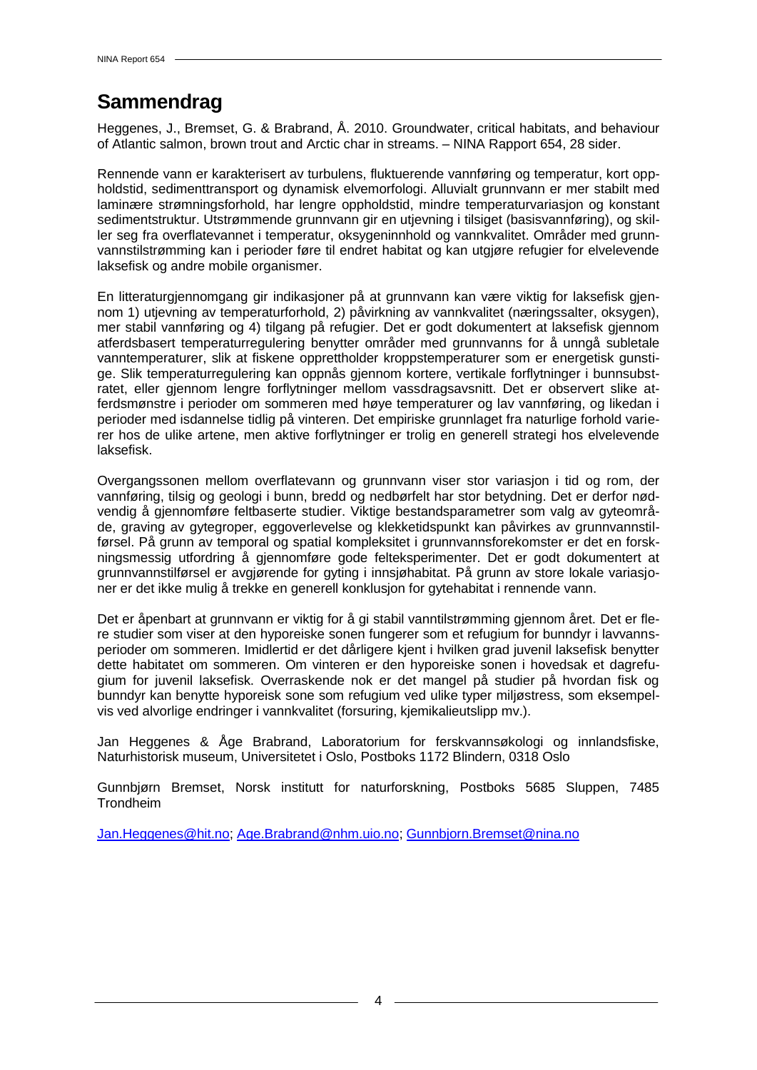# Sammendrag

Heggenes, J., Bremset, G. & Brabrand, Å. 2010. Groundwater, critical habitats, and behaviour of Atlantic salmon, brown trout and Arctic char in streams. – NINA Rapport 654, 28 sider.

Rennende vann er karakterisert av turbulens, fluktuerende vannføring og temperatur, kort oppholdstid, sedimenttransport og dynamisk elvemorfologi. Alluvialt grunnvann er mer stabilt med laminære strømningsforhold, har lengre oppholdstid, mindre temperaturvariasjon og konstant sedimentstruktur. Utstrømmende grunnvann gir en utjevning i tilsiget (basisvannføring), og skiller seg fra overflatevannet i temperatur, oksygeninnhold og vannkvalitet. Områder med grunnvannstilstrømming kan i perioder føre til endret habitat og kan utgjøre refugier for elvelevende laksefisk og andre mobile organismer.

En litteraturgjennomgang gir indikasjoner på at grunnvann kan være viktig for laksefisk gjennom 1) utjevning av temperaturforhold, 2) påvirkning av vannkvalitet (næringssalter, oksygen), mer stabil vannføring og 4) tilgang på refugier. Det er godt dokumentert at laksefisk gjennom atferdsbasert temperaturregulering benytter områder med grunnvanns for å unngå subletale vanntemperaturer, slik at fiskene opprettholder kroppstemperaturer som er energetisk gunstige. Slik temperaturregulering kan oppnås gjennom kortere, vertikale forflytninger i bunnsubstratet, eller gjennom lengre forflytninger mellom vassdragsavsnitt. Det er observert slike atferdsmønstre i perioder om sommeren med høye temperaturer og lav vannføring, og likedan i perioder med isdannelse tidlig på vinteren. Det empiriske grunnlaget fra naturlige forhold varierer hos de ulike artene, men aktive forflytninger er trolig en generell strategi hos elvelevende laksefisk.

Overgangssonen mellom overflatevann og grunnvann viser stor variasjon i tid og rom, der vannføring, tilsig og geologi i bunn, bredd og nedbørfelt har stor betydning. Det er derfor nødvendig å gjennomføre feltbaserte studier. Viktige bestandsparametrer som valg av gyteområde, graving av gytegroper, eggoverlevelse og klekketidspunkt kan påvirkes av grunnvannstilførsel. På grunn av temporal og spatial kompleksitet i grunnvannsforekomster er det en forskningsmessig utfordring å gjennomføre gode felteksperimenter. Det er godt dokumentert at grunnvannstilførsel er avgjørende for gyting i innsjøhabitat. På grunn av store lokale variasjoner er det ikke mulig å trekke en generell konklusjon for gytehabitat i rennende vann.

Det er åpenbart at grunnvann er viktig for å gi stabil vanntilstrømming gjennom året. Det er flere studier som viser at den hyporeiske sonen fungerer som et refugium for bunndyr i lavvannsperioder om sommeren. Imidlertid er det dårligere kjent i hvilken grad juvenil laksefisk benytter dette habitatet om sommeren. Om vinteren er den hyporeiske sonen i hovedsak et dagrefugium for juvenil laksefisk. Overraskende nok er det mangel på studier på hvordan fisk og bunndyr kan benytte hyporeisk sone som refugium ved ulike typer miljøstress, som eksempelvis ved alvorlige endringer i vannkvalitet (forsuring, kjemikalieutslipp mv.).

Jan Heggenes & Åge Brabrand, Laboratorium for ferskvannsøkologi og innlandsfiske, Naturhistorisk museum, Universitetet i Oslo, Postboks 1172 Blindern, 0318 Oslo

Gunnbjørn Bremset, Norsk institutt for naturforskning, Postboks 5685 Sluppen, 7485 Trondheim

Jan.Heggenes@hit.no; Age.Brabrand@nhm.uio.no; Gunnbjorn.Bremset@nina.no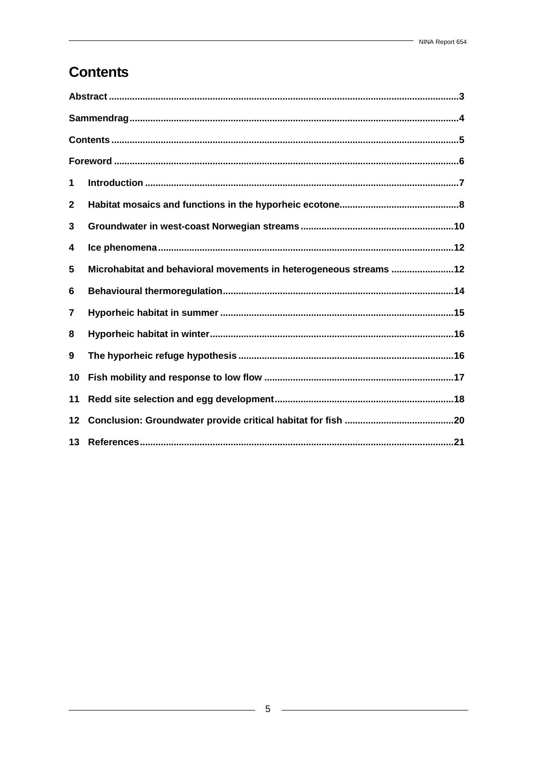# Contents

**Abstract** .................................................................................................................................3

**Sammendrag** ...........................................................................................................................4

**Contents** .................................................................................................................................5

**Foreword** ................................................................................................................................6

**1 Introduction** .........................................................................................................................7

**2 Habitat mosaics and functions in the hyporheic ecotone** ....................................................8

**3 Groundwater in west-coast Norwegian streams** .................................................................10

**4 Ice phenomena** ....................................................................................................................12

**5 Microhabitat and behavioral movements in heterogeneous streams** .................................12

**6 Behavioural thermoregulation** ............................................................................................14

**7 Hyporheic habitat in summer** ..............................................................................................15

**8 Hyporheic habitat in winter** .................................................................................................16

**9 The hyporheic refuge hypothesis** .......................................................................................16

**10 Fish mobility and response to low flow** .............................................................................17

**11 Redd site selection and egg development** ..........................................................................18

**12 Conclusion: Groundwater provide critical habitat for fish** ...................................................20

**13 References** ........................................................................................................................21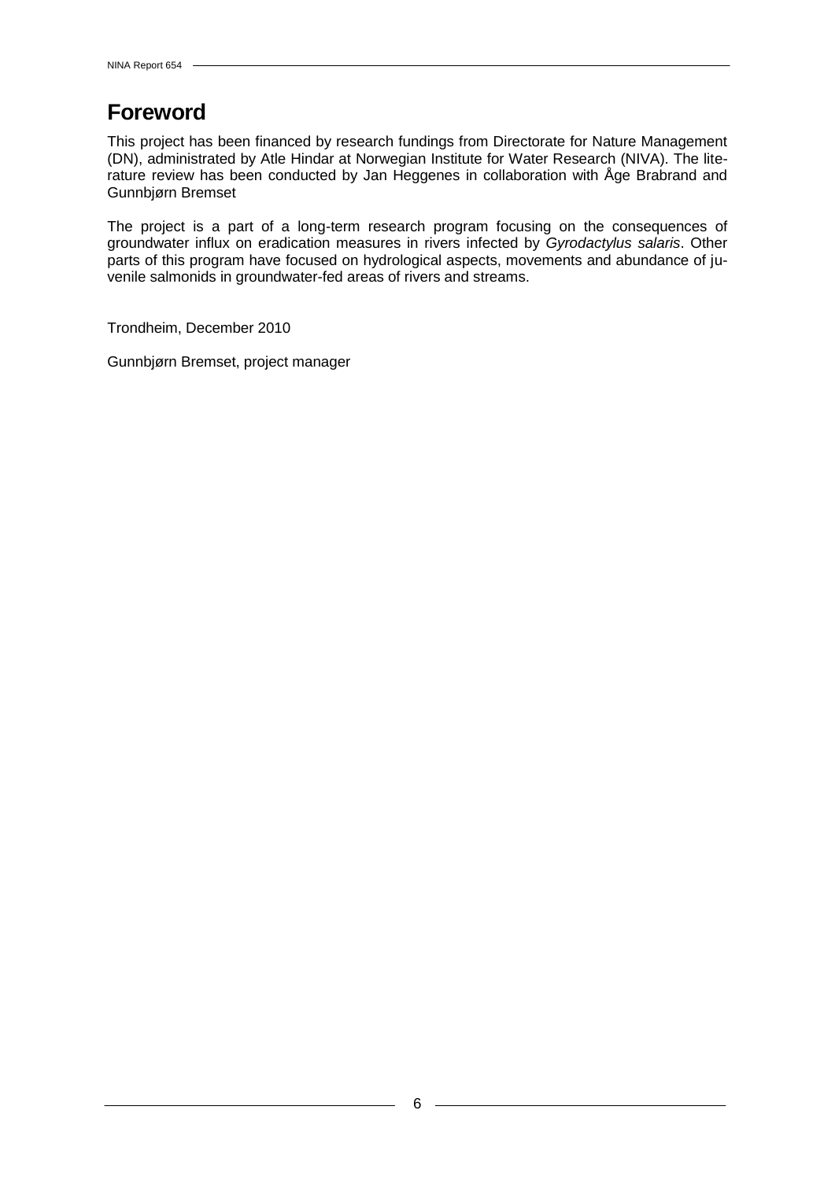# Foreword

This project has been financed by research fundings from Directorate for Nature Management (DN), administrated by Atle Hindar at Norwegian Institute for Water Research (NIVA). The literature review has been conducted by Jan Heggenes in collaboration with Åge Brabrand and Gunnbjørn Bremset

The project is a part of a long-term research program focusing on the consequences of groundwater influx on eradication measures in rivers infected by *Gyrodactylus salaris*. Other parts of this program have focused on hydrological aspects, movements and abundance of juvenile salmonids in groundwater-fed areas of rivers and streams.

Trondheim, December 2010

Gunnbjørn Bremset, project manager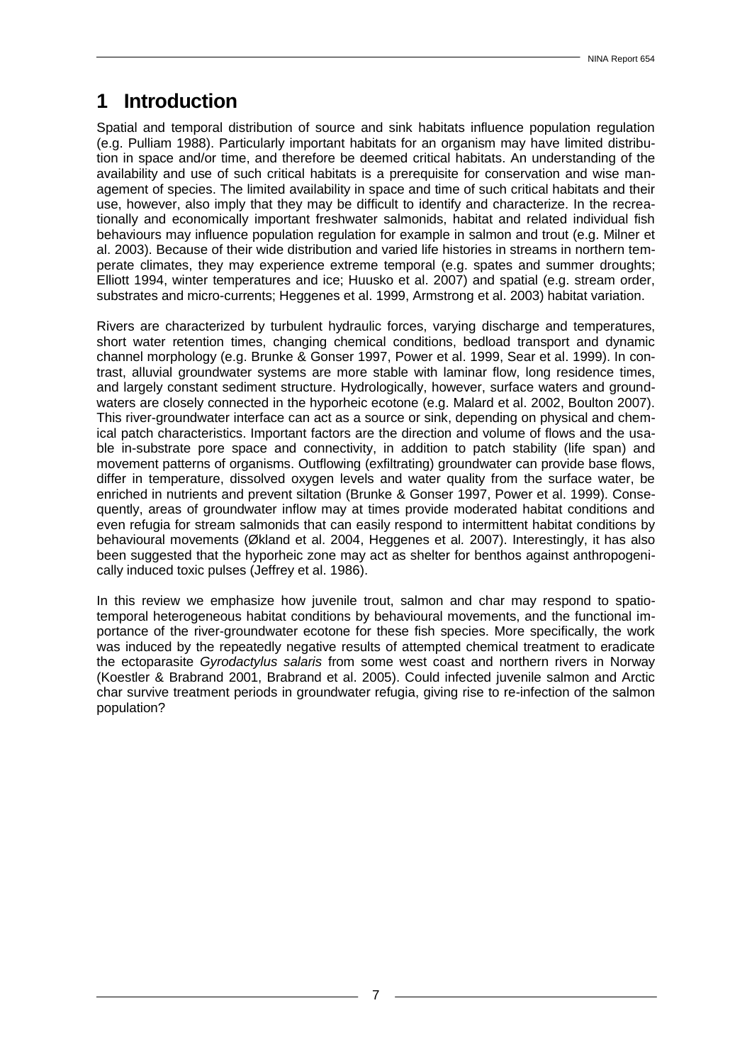# 1 Introduction

Spatial and temporal distribution of source and sink habitats influence population regulation (e.g. Pulliam 1988). Particularly important habitats for an organism may have limited distribution in space and/or time, and therefore be deemed critical habitats. An understanding of the availability and use of such critical habitats is a prerequisite for conservation and wise management of species. The limited availability in space and time of such critical habitats and their use, however, also imply that they may be difficult to identify and characterize. In the recreationally and economically important freshwater salmonids, habitat and related individual fish behaviours may influence population regulation for example in salmon and trout (e.g. Milner et al. 2003). Because of their wide distribution and varied life histories in streams in northern temperate climates, they may experience extreme temporal (e.g. spates and summer droughts; Elliott 1994, winter temperatures and ice; Huusko et al. 2007) and spatial (e.g. stream order, substrates and micro-currents; Heggenes et al. 1999, Armstrong et al. 2003) habitat variation.

Rivers are characterized by turbulent hydraulic forces, varying discharge and temperatures, short water retention times, changing chemical conditions, bedload transport and dynamic channel morphology (e.g. Brunke & Gonser 1997, Power et al. 1999, Sear et al. 1999). In contrast, alluvial groundwater systems are more stable with laminar flow, long residence times, and largely constant sediment structure. Hydrologically, however, surface waters and groundwaters are closely connected in the hyporheic ecotone (e.g. Malard et al. 2002, Boulton 2007). This river-groundwater interface can act as a source or sink, depending on physical and chemical patch characteristics. Important factors are the direction and volume of flows and the usable in-substrate pore space and connectivity, in addition to patch stability (life span) and movement patterns of organisms. Outflowing (exfiltrating) groundwater can provide base flows, differ in temperature, dissolved oxygen levels and water quality from the surface water, be enriched in nutrients and prevent siltation (Brunke & Gonser 1997, Power et al. 1999). Consequently, areas of groundwater inflow may at times provide moderated habitat conditions and even refugia for stream salmonids that can easily respond to intermittent habitat conditions by behavioural movements (Økland et al. 2004, Heggenes et al. 2007). Interestingly, it has also been suggested that the hyporheic zone may act as shelter for benthos against anthropogenically induced toxic pulses (Jeffrey et al. 1986).

In this review we emphasize how juvenile trout, salmon and char may respond to spatio-temporal heterogeneous habitat conditions by behavioural movements, and the functional importance of the river-groundwater ecotone for these fish species. More specifically, the work was induced by the repeatedly negative results of attempted chemical treatment to eradicate the ectoparasite *Gyrodactylus salaris* from some west coast and northern rivers in Norway (Koestler & Brabrand 2001, Brabrand et al. 2005). Could infected juvenile salmon and Arctic char survive treatment periods in groundwater refugia, giving rise to re-infection of the salmon population?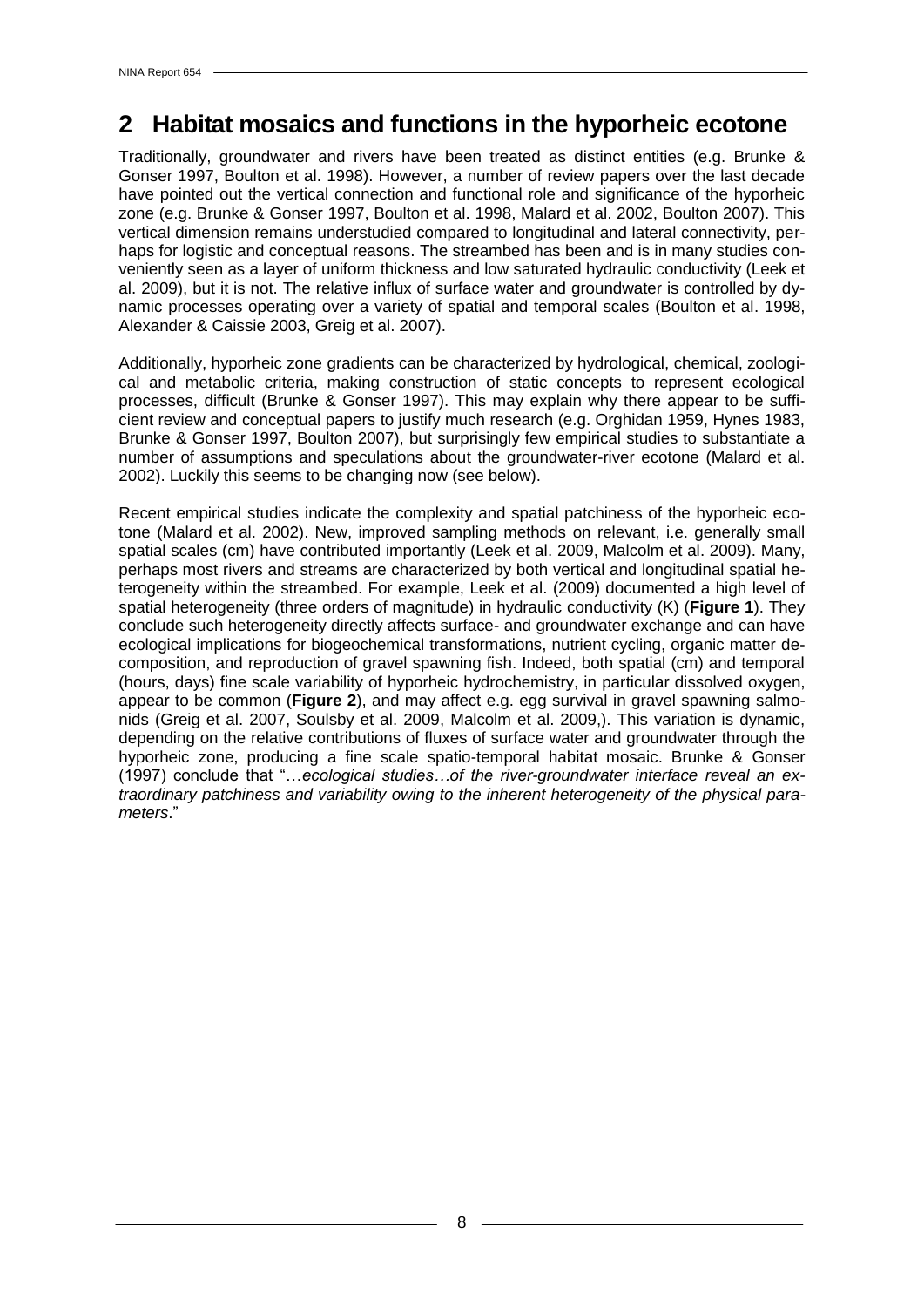## 2 Habitat mosaics and functions in the hyporheic ecotone

Traditionally, groundwater and rivers have been treated as distinct entities (e.g. Brunke & Gonser 1997, Boulton et al. 1998). However, a number of review papers over the last decade have pointed out the vertical connection and functional role and significance of the hyporheic zone (e.g. Brunke & Gonser 1997, Boulton et al. 1998, Malard et al. 2002, Boulton 2007). This vertical dimension remains understudied compared to longitudinal and lateral connectivity, perhaps for logistic and conceptual reasons. The streambed has been and is in many studies conveniently seen as a layer of uniform thickness and low saturated hydraulic conductivity (Leek et al. 2009), but it is not. The relative influx of surface water and groundwater is controlled by dynamic processes operating over a variety of spatial and temporal scales (Boulton et al. 1998, Alexander & Caissie 2003, Greig et al. 2007).

Additionally, hyporheic zone gradients can be characterized by hydrological, chemical, zoological and metabolic criteria, making construction of static concepts to represent ecological processes, difficult (Brunke & Gonser 1997). This may explain why there appear to be sufficient review and conceptual papers to justify much research (e.g. Orghidan 1959, Hynes 1983, Brunke & Gonser 1997, Boulton 2007), but surprisingly few empirical studies to substantiate a number of assumptions and speculations about the groundwater-river ecotone (Malard et al. 2002). Luckily this seems to be changing now (see below).

Recent empirical studies indicate the complexity and spatial patchiness of the hyporheic ecotone (Malard et al. 2002). New, improved sampling methods on relevant, i.e. generally small spatial scales (cm) have contributed importantly (Leek et al. 2009, Malcolm et al. 2009). Many, perhaps most rivers and streams are characterized by both vertical and longitudinal spatial heterogeneity within the streambed. For example, Leek et al. (2009) documented a high level of spatial heterogeneity (three orders of magnitude) in hydraulic conductivity (K) (**Figure 1**). They conclude such heterogeneity directly affects surface- and groundwater exchange and can have ecological implications for biogeochemical transformations, nutrient cycling, organic matter decomposition, and reproduction of gravel spawning fish. Indeed, both spatial (cm) and temporal (hours, days) fine scale variability of hyporheic hydrochemistry, in particular dissolved oxygen, appear to be common (**Figure 2**), and may affect e.g. egg survival in gravel spawning salmonids (Greig et al. 2007, Soulsby et al. 2009, Malcolm et al. 2009,). This variation is dynamic, depending on the relative contributions of fluxes of surface water and groundwater through the hyporheic zone, producing a fine scale spatio-temporal habitat mosaic. Brunke & Gonser (1997) conclude that "*…ecological studies…of the river-groundwater interface reveal an extraordinary patchiness and variability owing to the inherent heterogeneity of the physical parameters*."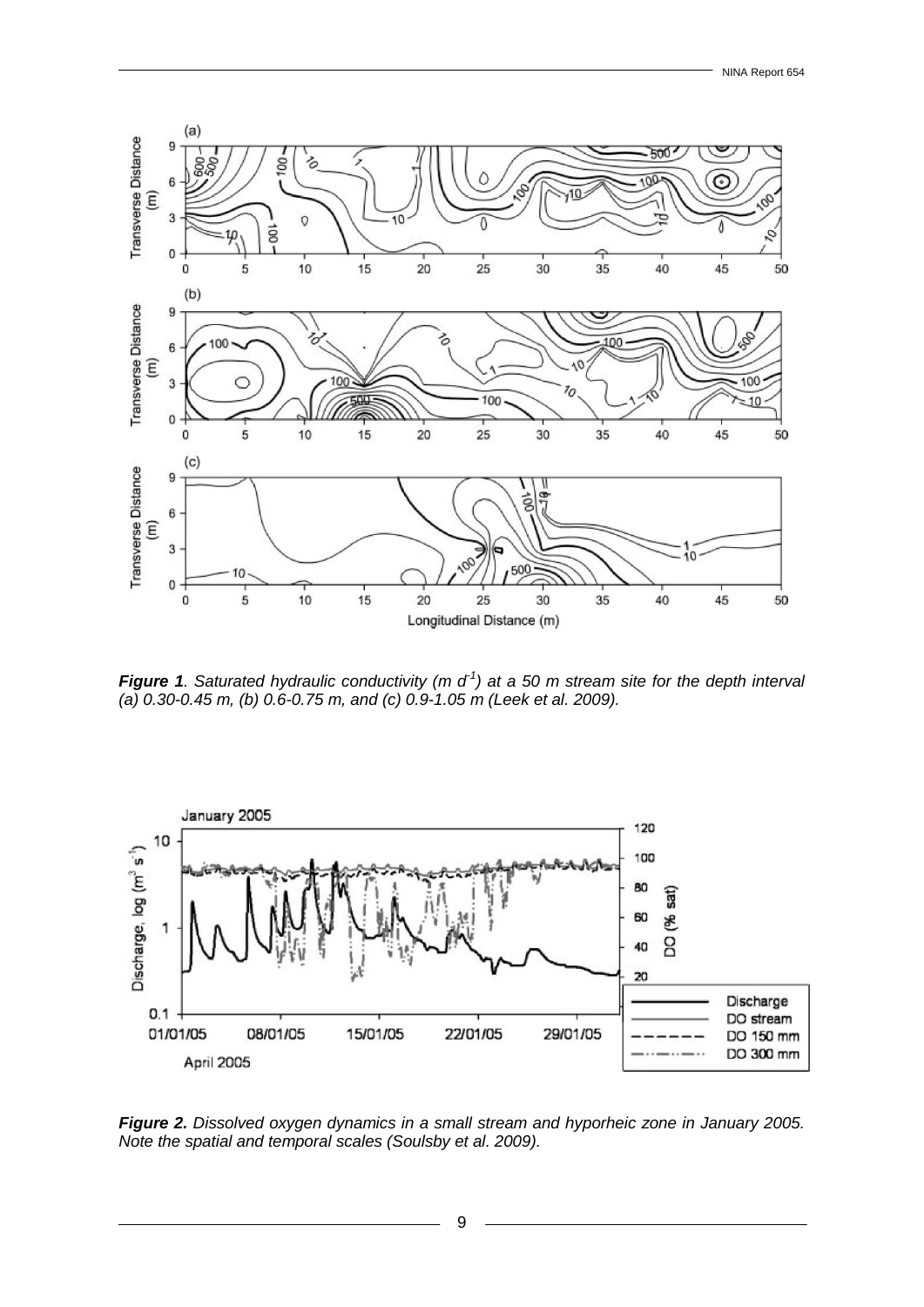***Figure 1**. Saturated hydraulic conductivity (m $d^{-1}$) at a 50 m stream site for the depth interval (a) 0.30-0.45 m, (b) 0.6-0.75 m, and (c) 0.9-1.05 m (Leek et al. 2009).*

***Figure 2.** Dissolved oxygen dynamics in a small stream and hyporheic zone in January 2005. Note the spatial and temporal scales (Soulsby et al. 2009).*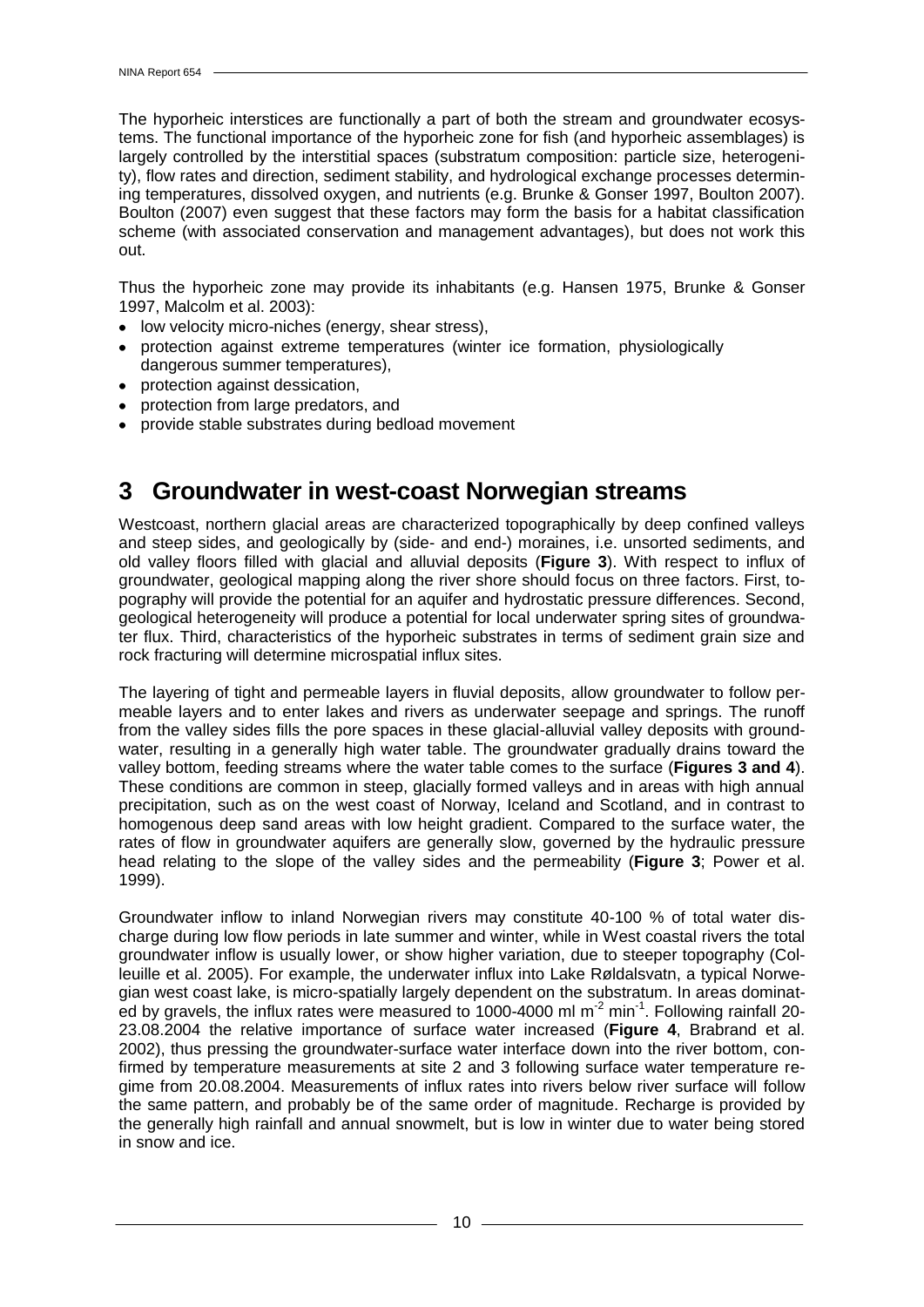The hyporheic interstices are functionally a part of both the stream and groundwater ecosystems. The functional importance of the hyporheic zone for fish (and hyporheic assemblages) is largely controlled by the interstitial spaces (substratum composition: particle size, heterogenity), flow rates and direction, sediment stability, and hydrological exchange processes determining temperatures, dissolved oxygen, and nutrients (e.g. Brunke & Gonser 1997, Boulton 2007). Boulton (2007) even suggest that these factors may form the basis for a habitat classification scheme (with associated conservation and management advantages), but does not work this out.

Thus the hyporheic zone may provide its inhabitants (e.g. Hansen 1975, Brunke & Gonser 1997, Malcolm et al. 2003):

- low velocity micro-niches (energy, shear stress),
- protection against extreme temperatures (winter ice formation, physiologically dangerous summer temperatures),
- protection against dessication,
- protection from large predators, and
- provide stable substrates during bedload movement

# 3 Groundwater in west-coast Norwegian streams

Westcoast, northern glacial areas are characterized topographically by deep confined valleys and steep sides, and geologically by (side- and end-) moraines, i.e. unsorted sediments, and old valley floors filled with glacial and alluvial deposits (**Figure 3**). With respect to influx of groundwater, geological mapping along the river shore should focus on three factors. First, topography will provide the potential for an aquifer and hydrostatic pressure differences. Second, geological heterogeneity will produce a potential for local underwater spring sites of groundwater flux. Third, characteristics of the hyporheic substrates in terms of sediment grain size and rock fracturing will determine microspatial influx sites.

The layering of tight and permeable layers in fluvial deposits, allow groundwater to follow permeable layers and to enter lakes and rivers as underwater seepage and springs. The runoff from the valley sides fills the pore spaces in these glacial-alluvial valley deposits with groundwater, resulting in a generally high water table. The groundwater gradually drains toward the valley bottom, feeding streams where the water table comes to the surface (**Figures 3 and 4**). These conditions are common in steep, glacially formed valleys and in areas with high annual precipitation, such as on the west coast of Norway, Iceland and Scotland, and in contrast to homogenous deep sand areas with low height gradient. Compared to the surface water, the rates of flow in groundwater aquifers are generally slow, governed by the hydraulic pressure head relating to the slope of the valley sides and the permeability (**Figure 3**; Power et al. 1999).

Groundwater inflow to inland Norwegian rivers may constitute 40-100 % of total water discharge during low flow periods in late summer and winter, while in West coastal rivers the total groundwater inflow is usually lower, or show higher variation, due to steeper topography (Colleuille et al. 2005). For example, the underwater influx into Lake Røldalsvatn, a typical Norwegian west coast lake, is micro-spatially largely dependent on the substratum. In areas dominated by gravels, the influx rates were measured to 1000-4000 ml $m^{-2}$ $min^{-1}$. Following rainfall 20-23.08.2004 the relative importance of surface water increased (**Figure 4**, Brabrand et al. 2002), thus pressing the groundwater-surface water interface down into the river bottom, confirmed by temperature measurements at site 2 and 3 following surface water temperature regime from 20.08.2004. Measurements of influx rates into rivers below river surface will follow the same pattern, and probably be of the same order of magnitude. Recharge is provided by the generally high rainfall and annual snowmelt, but is low in winter due to water being stored in snow and ice.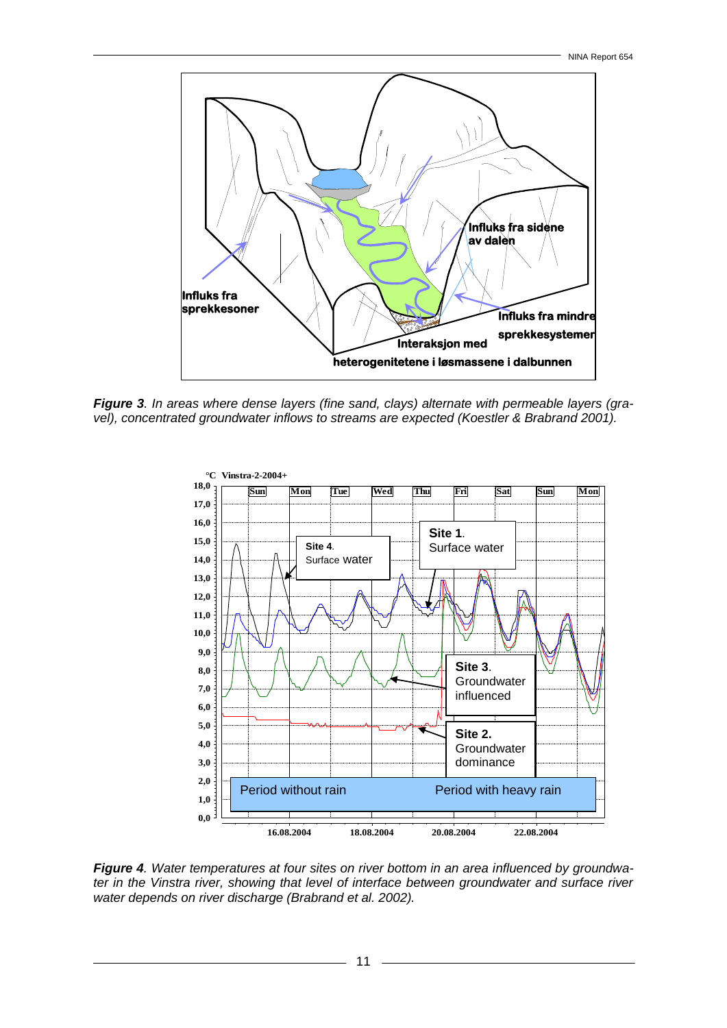*Figure 3. In areas where dense layers (fine sand, clays) alternate with permeable layers (gravel), concentrated groundwater inflows to streams are expected (Koestler & Brabrand 2001).*

*Figure 4. Water temperatures at four sites on river bottom in an area influenced by groundwater in the Vinstra river, showing that level of interface between groundwater and surface river water depends on river discharge (Brabrand et al. 2002).*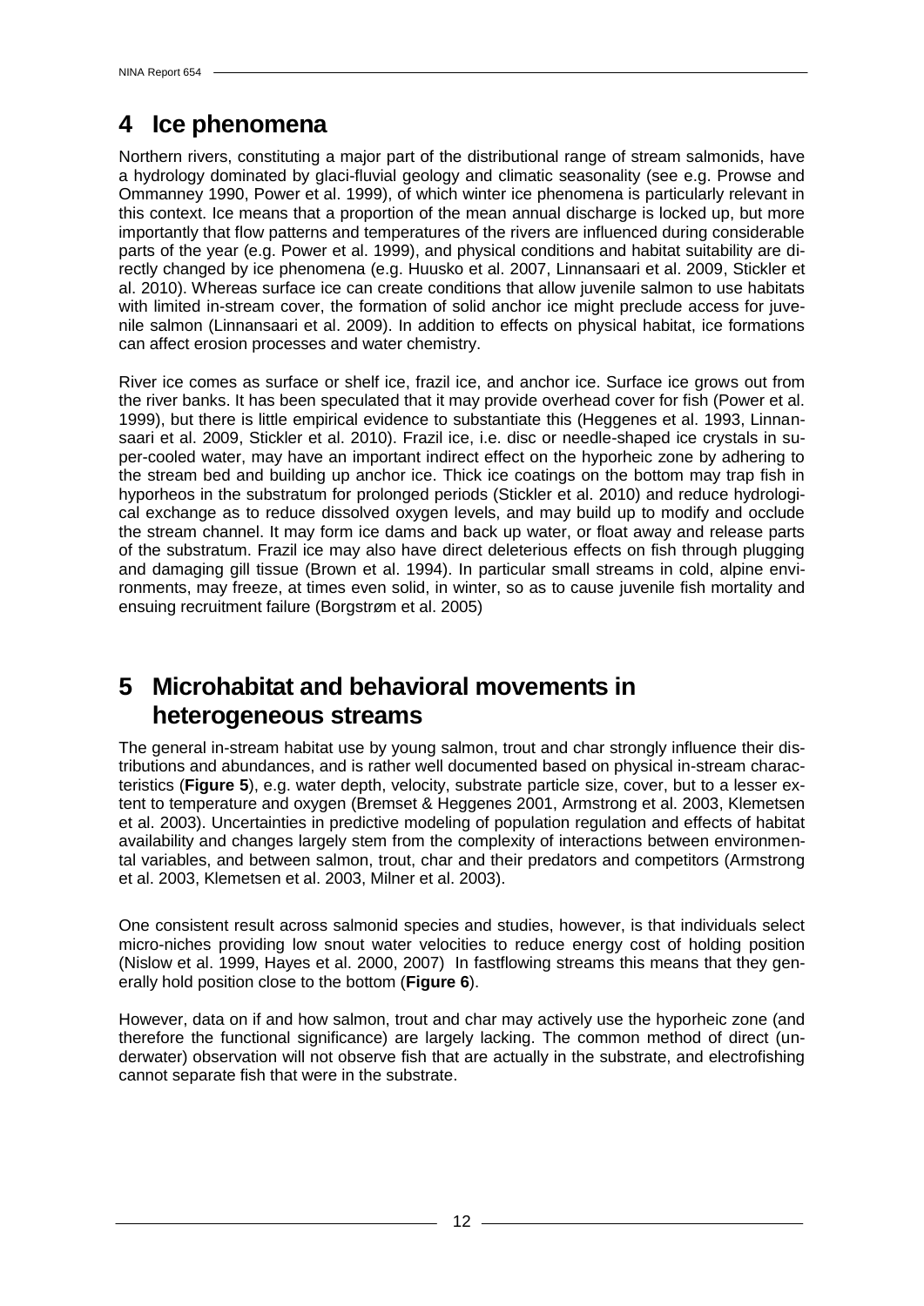# 4 Ice phenomena

Northern rivers, constituting a major part of the distributional range of stream salmonids, have a hydrology dominated by glaci-fluvial geology and climatic seasonality (see e.g. Prowse and Ommanney 1990, Power et al. 1999), of which winter ice phenomena is particularly relevant in this context. Ice means that a proportion of the mean annual discharge is locked up, but more importantly that flow patterns and temperatures of the rivers are influenced during considerable parts of the year (e.g. Power et al. 1999), and physical conditions and habitat suitability are directly changed by ice phenomena (e.g. Huusko et al. 2007, Linnansaari et al. 2009, Stickler et al. 2010). Whereas surface ice can create conditions that allow juvenile salmon to use habitats with limited in-stream cover, the formation of solid anchor ice might preclude access for juvenile salmon (Linnansaari et al. 2009). In addition to effects on physical habitat, ice formations can affect erosion processes and water chemistry.

River ice comes as surface or shelf ice, frazil ice, and anchor ice. Surface ice grows out from the river banks. It has been speculated that it may provide overhead cover for fish (Power et al. 1999), but there is little empirical evidence to substantiate this (Heggenes et al. 1993, Linnansaari et al. 2009, Stickler et al. 2010). Frazil ice, i.e. disc or needle-shaped ice crystals in super-cooled water, may have an important indirect effect on the hyporheic zone by adhering to the stream bed and building up anchor ice. Thick ice coatings on the bottom may trap fish in hyporheos in the substratum for prolonged periods (Stickler et al. 2010) and reduce hydrological exchange as to reduce dissolved oxygen levels, and may build up to modify and occlude the stream channel. It may form ice dams and back up water, or float away and release parts of the substratum. Frazil ice may also have direct deleterious effects on fish through plugging and damaging gill tissue (Brown et al. 1994). In particular small streams in cold, alpine environments, may freeze, at times even solid, in winter, so as to cause juvenile fish mortality and ensuing recruitment failure (Borgstrøm et al. 2005)

# 5 Microhabitat and behavioral movements in heterogeneous streams

The general in-stream habitat use by young salmon, trout and char strongly influence their distributions and abundances, and is rather well documented based on physical in-stream characteristics (**Figure 5**), e.g. water depth, velocity, substrate particle size, cover, but to a lesser extent to temperature and oxygen (Bremset & Heggenes 2001, Armstrong et al. 2003, Klemetsen et al. 2003). Uncertainties in predictive modeling of population regulation and effects of habitat availability and changes largely stem from the complexity of interactions between environmental variables, and between salmon, trout, char and their predators and competitors (Armstrong et al. 2003, Klemetsen et al. 2003, Milner et al. 2003).

One consistent result across salmonid species and studies, however, is that individuals select micro-niches providing low snout water velocities to reduce energy cost of holding position (Nislow et al. 1999, Hayes et al. 2000, 2007) In fastflowing streams this means that they generally hold position close to the bottom (**Figure 6**).

However, data on if and how salmon, trout and char may actively use the hyporheic zone (and therefore the functional significance) are largely lacking. The common method of direct (underwater) observation will not observe fish that are actually in the substrate, and electrofishing cannot separate fish that were in the substrate.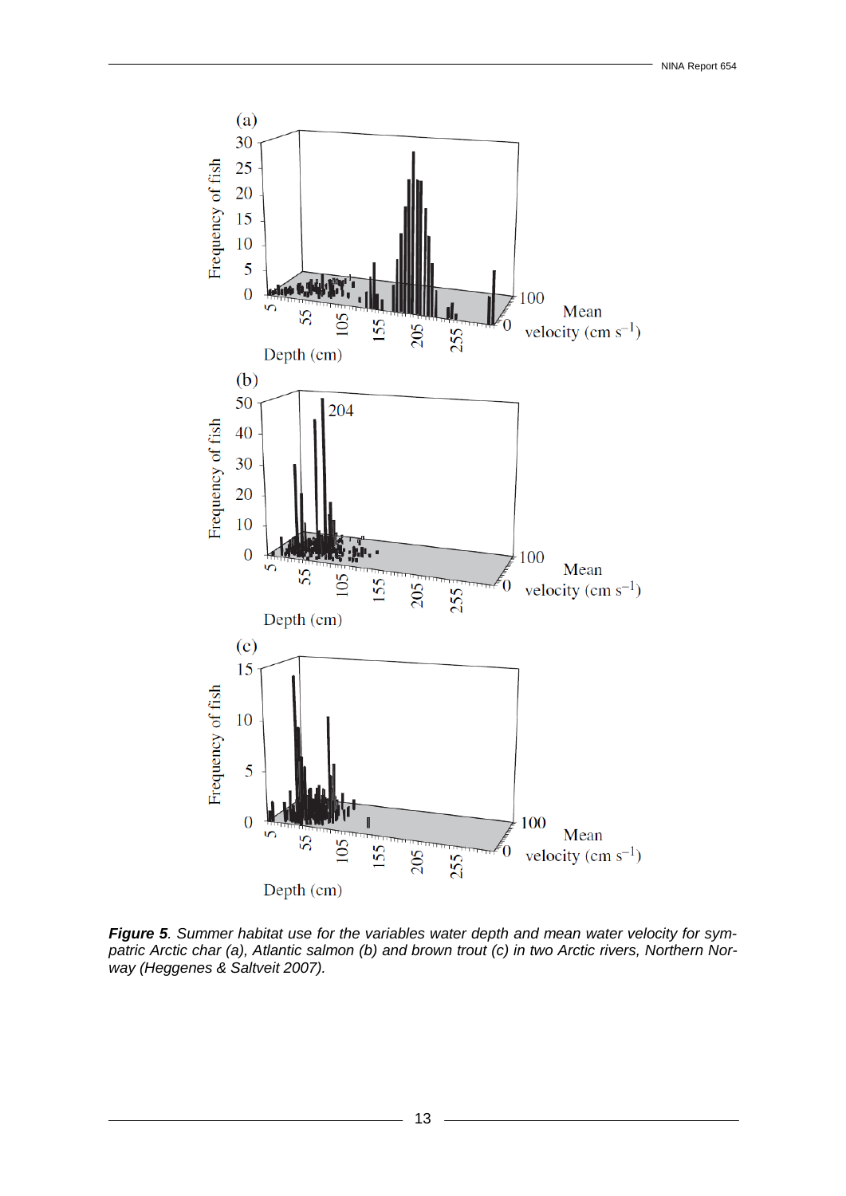**Figure 5**. *Summer habitat use for the variables water depth and mean water velocity for sympatric Arctic char (a), Atlantic salmon (b) and brown trout (c) in two Arctic rivers, Northern Norway (Heggenes & Saltveit 2007).*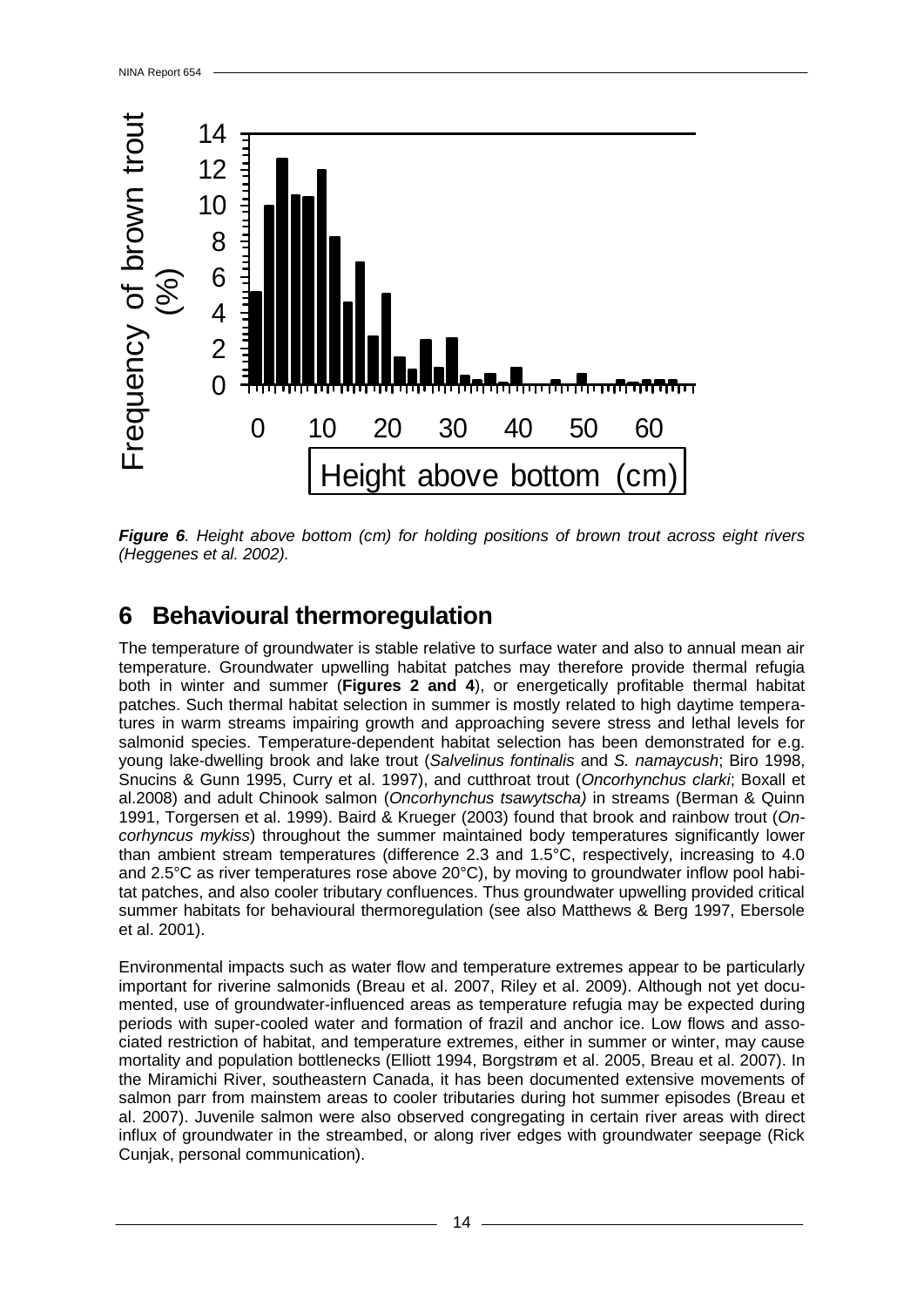***Figure 6**. Height above bottom (cm) for holding positions of brown trout across eight rivers (Heggenes et al. 2002).*

## 6 Behavioural thermoregulation

The temperature of groundwater is stable relative to surface water and also to annual mean air temperature. Groundwater upwelling habitat patches may therefore provide thermal refugia both in winter and summer (**Figures 2 and 4**), or energetically profitable thermal habitat patches. Such thermal habitat selection in summer is mostly related to high daytime temperatures in warm streams impairing growth and approaching severe stress and lethal levels for salmonid species. Temperature-dependent habitat selection has been demonstrated for e.g. young lake-dwelling brook and lake trout (*Salvelinus fontinalis* and *S. namaycush*; Biro 1998, Snucins & Gunn 1995, Curry et al. 1997), and cutthroat trout (*Oncorhynchus clarki*; Boxall et al.2008) and adult Chinook salmon (*Oncorhynchus tsawytscha)* in streams (Berman & Quinn 1991, Torgersen et al. 1999). Baird & Krueger (2003) found that brook and rainbow trout (*Oncorhyncus mykiss*) throughout the summer maintained body temperatures significantly lower than ambient stream temperatures (difference 2.3 and 1.5°C, respectively, increasing to 4.0 and 2.5°C as river temperatures rose above 20°C), by moving to groundwater inflow pool habitat patches, and also cooler tributary confluences. Thus groundwater upwelling provided critical summer habitats for behavioural thermoregulation (see also Matthews & Berg 1997, Ebersole et al. 2001).

Environmental impacts such as water flow and temperature extremes appear to be particularly important for riverine salmonids (Breau et al. 2007, Riley et al. 2009). Although not yet documented, use of groundwater-influenced areas as temperature refugia may be expected during periods with super-cooled water and formation of frazil and anchor ice. Low flows and associated restriction of habitat, and temperature extremes, either in summer or winter, may cause mortality and population bottlenecks (Elliott 1994, Borgstrøm et al. 2005, Breau et al. 2007). In the Miramichi River, southeastern Canada, it has been documented extensive movements of salmon parr from mainstem areas to cooler tributaries during hot summer episodes (Breau et al. 2007). Juvenile salmon were also observed congregating in certain river areas with direct influx of groundwater in the streambed, or along river edges with groundwater seepage (Rick Cunjak, personal communication).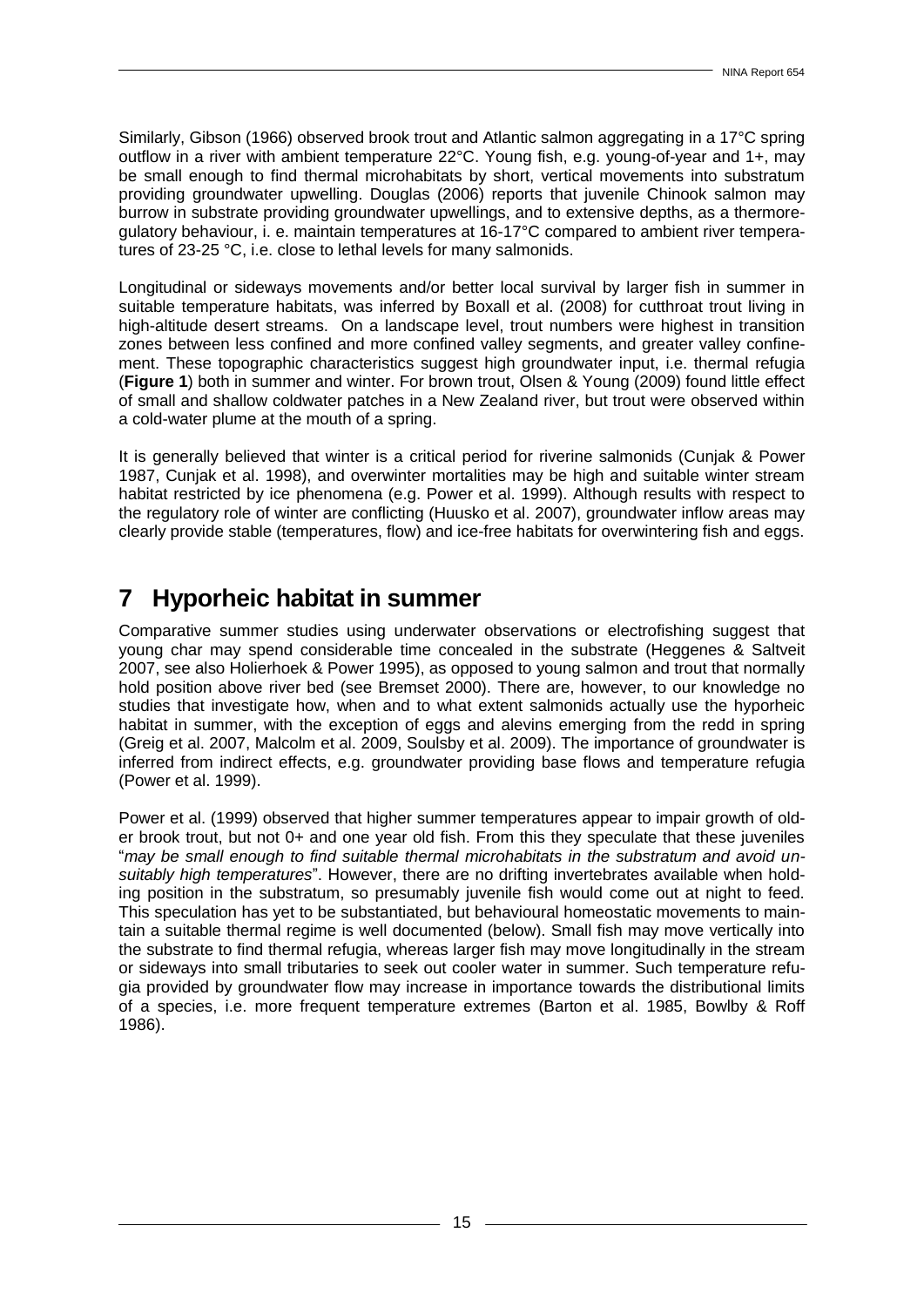Similarly, Gibson (1966) observed brook trout and Atlantic salmon aggregating in a 17°C spring outflow in a river with ambient temperature 22°C. Young fish, e.g. young-of-year and 1+, may be small enough to find thermal microhabitats by short, vertical movements into substratum providing groundwater upwelling. Douglas (2006) reports that juvenile Chinook salmon may burrow in substrate providing groundwater upwellings, and to extensive depths, as a thermoregulatory behaviour, i. e. maintain temperatures at 16-17°C compared to ambient river temperatures of 23-25 °C, i.e. close to lethal levels for many salmonids.

Longitudinal or sideways movements and/or better local survival by larger fish in summer in suitable temperature habitats, was inferred by Boxall et al. (2008) for cutthroat trout living in high-altitude desert streams. On a landscape level, trout numbers were highest in transition zones between less confined and more confined valley segments, and greater valley confinement. These topographic characteristics suggest high groundwater input, i.e. thermal refugia (**Figure 1**) both in summer and winter. For brown trout, Olsen & Young (2009) found little effect of small and shallow coldwater patches in a New Zealand river, but trout were observed within a cold-water plume at the mouth of a spring.

It is generally believed that winter is a critical period for riverine salmonids (Cunjak & Power 1987, Cunjak et al. 1998), and overwinter mortalities may be high and suitable winter stream habitat restricted by ice phenomena (e.g. Power et al. 1999). Although results with respect to the regulatory role of winter are conflicting (Huusko et al. 2007), groundwater inflow areas may clearly provide stable (temperatures, flow) and ice-free habitats for overwintering fish and eggs.

# 7 Hyporheic habitat in summer

Comparative summer studies using underwater observations or electrofishing suggest that young char may spend considerable time concealed in the substrate (Heggenes & Saltveit 2007, see also Holierhoek & Power 1995), as opposed to young salmon and trout that normally hold position above river bed (see Bremset 2000). There are, however, to our knowledge no studies that investigate how, when and to what extent salmonids actually use the hyporheic habitat in summer, with the exception of eggs and alevins emerging from the redd in spring (Greig et al. 2007, Malcolm et al. 2009, Soulsby et al. 2009). The importance of groundwater is inferred from indirect effects, e.g. groundwater providing base flows and temperature refugia (Power et al. 1999).

Power et al. (1999) observed that higher summer temperatures appear to impair growth of older brook trout, but not 0+ and one year old fish. From this they speculate that these juveniles "*may be small enough to find suitable thermal microhabitats in the substratum and avoid unsuitably high temperatures*". However, there are no drifting invertebrates available when holding position in the substratum, so presumably juvenile fish would come out at night to feed. This speculation has yet to be substantiated, but behavioural homeostatic movements to maintain a suitable thermal regime is well documented (below). Small fish may move vertically into the substrate to find thermal refugia, whereas larger fish may move longitudinally in the stream or sideways into small tributaries to seek out cooler water in summer. Such temperature refugia provided by groundwater flow may increase in importance towards the distributional limits of a species, i.e. more frequent temperature extremes (Barton et al. 1985, Bowlby & Roff 1986).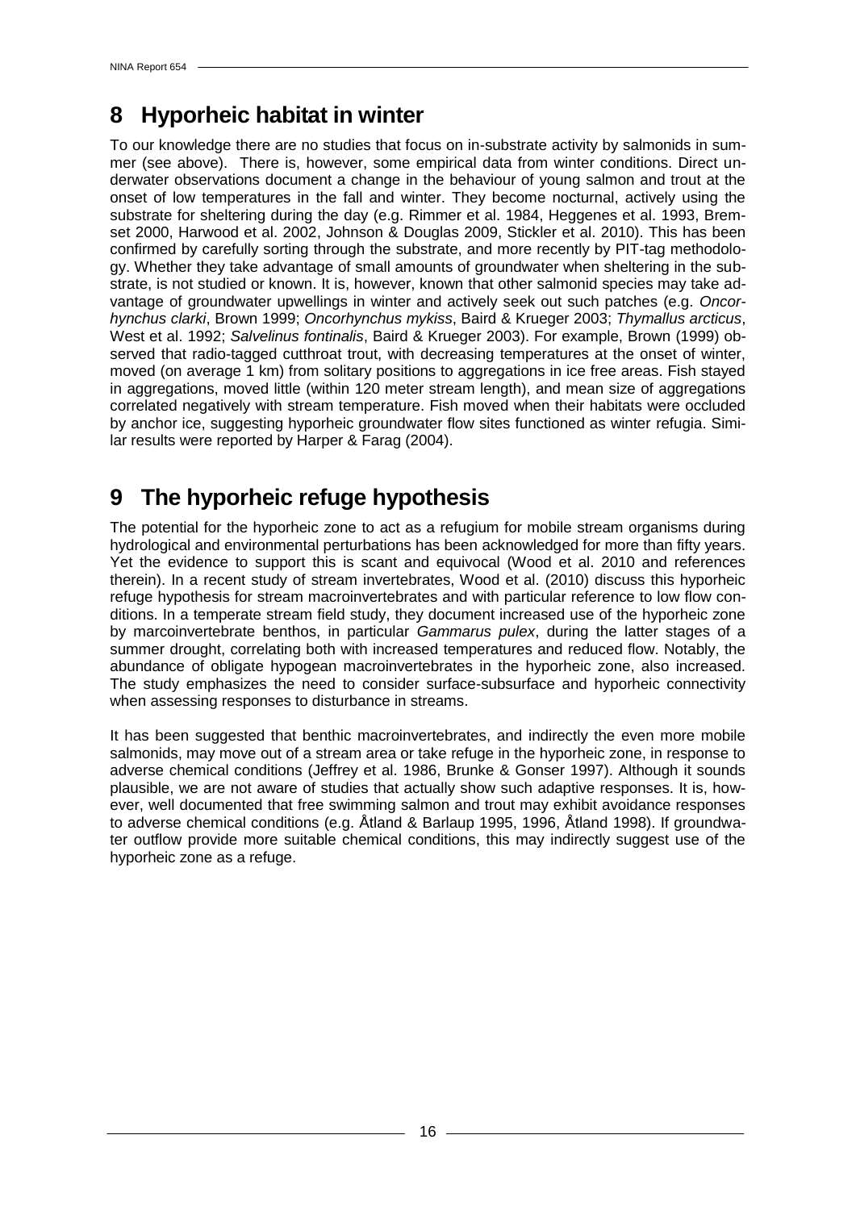# 8 Hyporheic habitat in winter

To our knowledge there are no studies that focus on in-substrate activity by salmonids in summer (see above). There is, however, some empirical data from winter conditions. Direct underwater observations document a change in the behaviour of young salmon and trout at the onset of low temperatures in the fall and winter. They become nocturnal, actively using the substrate for sheltering during the day (e.g. Rimmer et al. 1984, Heggenes et al. 1993, Bremset 2000, Harwood et al. 2002, Johnson & Douglas 2009, Stickler et al. 2010). This has been confirmed by carefully sorting through the substrate, and more recently by PIT-tag methodology. Whether they take advantage of small amounts of groundwater when sheltering in the substrate, is not studied or known. It is, however, known that other salmonid species may take advantage of groundwater upwellings in winter and actively seek out such patches (e.g. *Oncorhynchus clarki*, Brown 1999; *Oncorhynchus mykiss*, Baird & Krueger 2003; *Thymallus arcticus*, West et al. 1992; *Salvelinus fontinalis*, Baird & Krueger 2003). For example, Brown (1999) observed that radio-tagged cutthroat trout, with decreasing temperatures at the onset of winter, moved (on average 1 km) from solitary positions to aggregations in ice free areas. Fish stayed in aggregations, moved little (within 120 meter stream length), and mean size of aggregations correlated negatively with stream temperature. Fish moved when their habitats were occluded by anchor ice, suggesting hyporheic groundwater flow sites functioned as winter refugia. Similar results were reported by Harper & Farag (2004).

# 9 The hyporheic refuge hypothesis

The potential for the hyporheic zone to act as a refugium for mobile stream organisms during hydrological and environmental perturbations has been acknowledged for more than fifty years. Yet the evidence to support this is scant and equivocal (Wood et al. 2010 and references therein). In a recent study of stream invertebrates, Wood et al. (2010) discuss this hyporheic refuge hypothesis for stream macroinvertebrates and with particular reference to low flow conditions. In a temperate stream field study, they document increased use of the hyporheic zone by marcoinvertebrate benthos, in particular *Gammarus pulex*, during the latter stages of a summer drought, correlating both with increased temperatures and reduced flow. Notably, the abundance of obligate hypogean macroinvertebrates in the hyporheic zone, also increased. The study emphasizes the need to consider surface-subsurface and hyporheic connectivity when assessing responses to disturbance in streams.

It has been suggested that benthic macroinvertebrates, and indirectly the even more mobile salmonids, may move out of a stream area or take refuge in the hyporheic zone, in response to adverse chemical conditions (Jeffrey et al. 1986, Brunke & Gonser 1997). Although it sounds plausible, we are not aware of studies that actually show such adaptive responses. It is, however, well documented that free swimming salmon and trout may exhibit avoidance responses to adverse chemical conditions (e.g. Åtland & Barlaup 1995, 1996, Åtland 1998). If groundwater outflow provide more suitable chemical conditions, this may indirectly suggest use of the hyporheic zone as a refuge.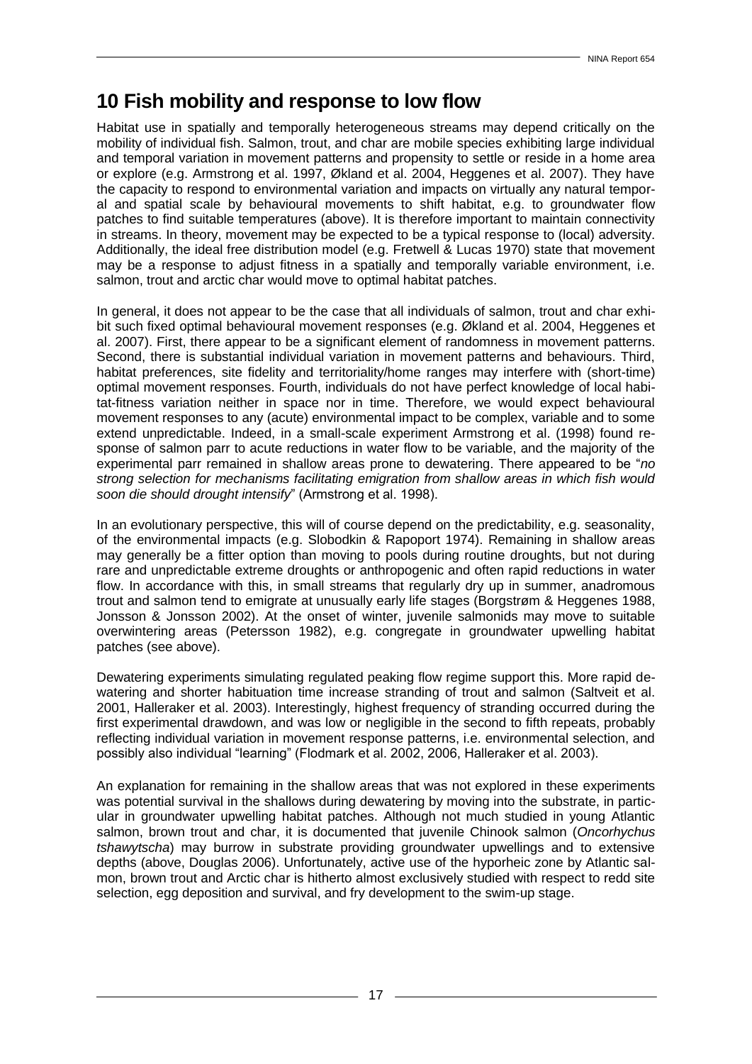# 10 Fish mobility and response to low flow

Habitat use in spatially and temporally heterogeneous streams may depend critically on the mobility of individual fish. Salmon, trout, and char are mobile species exhibiting large individual and temporal variation in movement patterns and propensity to settle or reside in a home area or explore (e.g. Armstrong et al. 1997, Økland et al. 2004, Heggenes et al. 2007). They have the capacity to respond to environmental variation and impacts on virtually any natural temporal and spatial scale by behavioural movements to shift habitat, e.g. to groundwater flow patches to find suitable temperatures (above). It is therefore important to maintain connectivity in streams. In theory, movement may be expected to be a typical response to (local) adversity. Additionally, the ideal free distribution model (e.g. Fretwell & Lucas 1970) state that movement may be a response to adjust fitness in a spatially and temporally variable environment, i.e. salmon, trout and arctic char would move to optimal habitat patches.

In general, it does not appear to be the case that all individuals of salmon, trout and char exhibit such fixed optimal behavioural movement responses (e.g. Økland et al. 2004, Heggenes et al. 2007). First, there appear to be a significant element of randomness in movement patterns. Second, there is substantial individual variation in movement patterns and behaviours. Third, habitat preferences, site fidelity and territoriality/home ranges may interfere with (short-time) optimal movement responses. Fourth, individuals do not have perfect knowledge of local habitat-fitness variation neither in space nor in time. Therefore, we would expect behavioural movement responses to any (acute) environmental impact to be complex, variable and to some extend unpredictable. Indeed, in a small-scale experiment Armstrong et al. (1998) found response of salmon parr to acute reductions in water flow to be variable, and the majority of the experimental parr remained in shallow areas prone to dewatering. There appeared to be "*no strong selection for mechanisms facilitating emigration from shallow areas in which fish would soon die should drought intensify*" (Armstrong et al. 1998).

In an evolutionary perspective, this will of course depend on the predictability, e.g. seasonality, of the environmental impacts (e.g. Slobodkin & Rapoport 1974). Remaining in shallow areas may generally be a fitter option than moving to pools during routine droughts, but not during rare and unpredictable extreme droughts or anthropogenic and often rapid reductions in water flow. In accordance with this, in small streams that regularly dry up in summer, anadromous trout and salmon tend to emigrate at unusually early life stages (Borgstrøm & Heggenes 1988, Jonsson & Jonsson 2002). At the onset of winter, juvenile salmonids may move to suitable overwintering areas (Petersson 1982), e.g. congregate in groundwater upwelling habitat patches (see above).

Dewatering experiments simulating regulated peaking flow regime support this. More rapid dewatering and shorter habituation time increase stranding of trout and salmon (Saltveit et al. 2001, Halleraker et al. 2003). Interestingly, highest frequency of stranding occurred during the first experimental drawdown, and was low or negligible in the second to fifth repeats, probably reflecting individual variation in movement response patterns, i.e. environmental selection, and possibly also individual "learning" (Flodmark et al. 2002, 2006, Halleraker et al. 2003).

An explanation for remaining in the shallow areas that was not explored in these experiments was potential survival in the shallows during dewatering by moving into the substrate, in particular in groundwater upwelling habitat patches. Although not much studied in young Atlantic salmon, brown trout and char, it is documented that juvenile Chinook salmon (*Oncorhychus tshawytscha*) may burrow in substrate providing groundwater upwellings and to extensive depths (above, Douglas 2006). Unfortunately, active use of the hyporheic zone by Atlantic salmon, brown trout and Arctic char is hitherto almost exclusively studied with respect to redd site selection, egg deposition and survival, and fry development to the swim-up stage.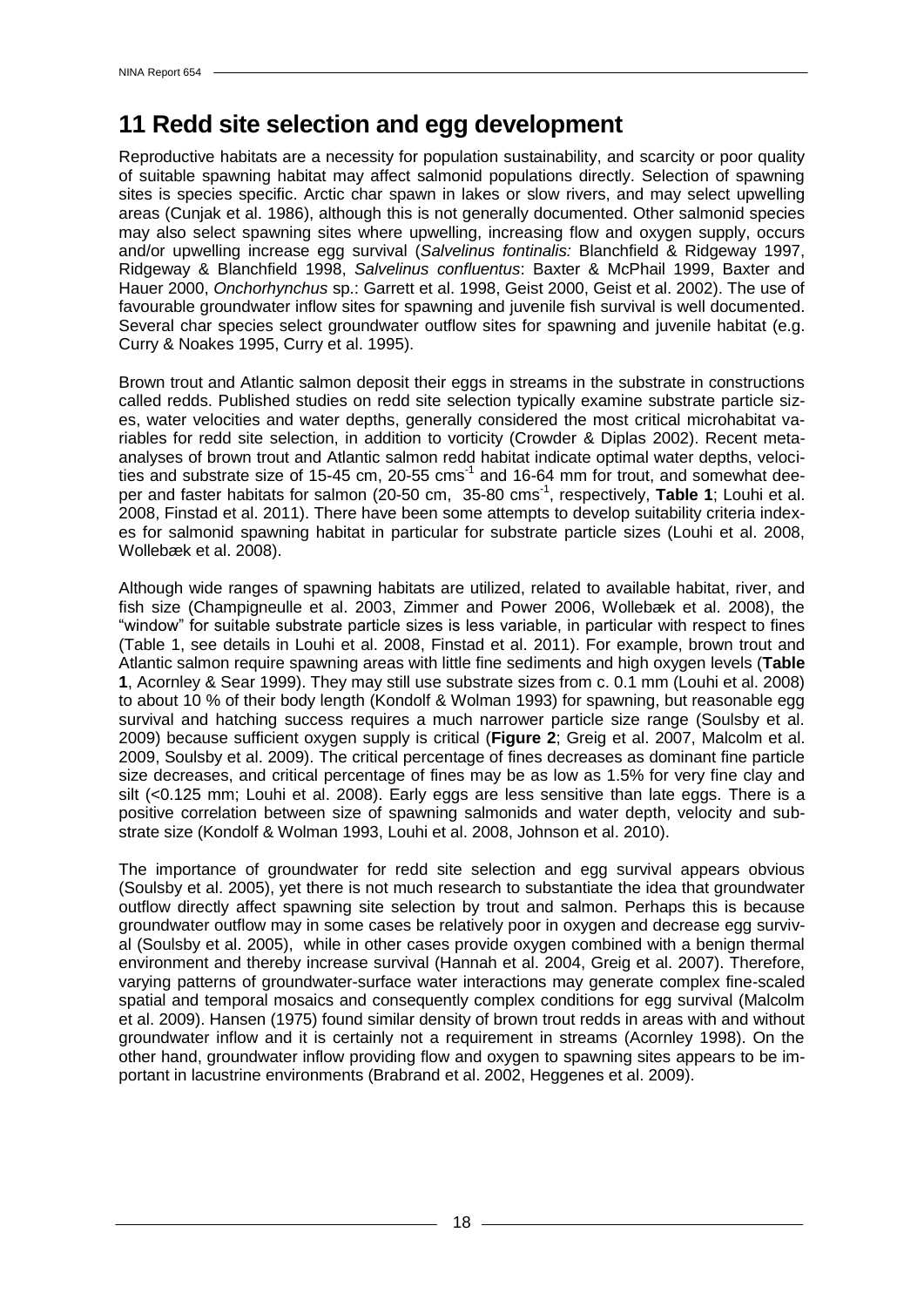# 11 Redd site selection and egg development

Reproductive habitats are a necessity for population sustainability, and scarcity or poor quality of suitable spawning habitat may affect salmonid populations directly. Selection of spawning sites is species specific. Arctic char spawn in lakes or slow rivers, and may select upwelling areas (Cunjak et al. 1986), although this is not generally documented. Other salmonid species may also select spawning sites where upwelling, increasing flow and oxygen supply, occurs and/or upwelling increase egg survival (*Salvelinus fontinalis:* Blanchfield & Ridgeway 1997, Ridgeway & Blanchfield 1998, *Salvelinus confluentus*: Baxter & McPhail 1999, Baxter and Hauer 2000, *Onchorhynchus* sp.: Garrett et al. 1998, Geist 2000, Geist et al. 2002). The use of favourable groundwater inflow sites for spawning and juvenile fish survival is well documented. Several char species select groundwater outflow sites for spawning and juvenile habitat (e.g. Curry & Noakes 1995, Curry et al. 1995).

Brown trout and Atlantic salmon deposit their eggs in streams in the substrate in constructions called redds. Published studies on redd site selection typically examine substrate particle sizes, water velocities and water depths, generally considered the most critical microhabitat variables for redd site selection, in addition to vorticity (Crowder & Diplas 2002). Recent meta-analyses of brown trout and Atlantic salmon redd habitat indicate optimal water depths, velocities and substrate size of 15-45 cm, 20-55 cms$^{-1}$ and 16-64 mm for trout, and somewhat deeper and faster habitats for salmon (20-50 cm, 35-80 cms$^{-1}$, respectively, **Table 1**; Louhi et al. 2008, Finstad et al. 2011). There have been some attempts to develop suitability criteria indexes for salmonid spawning habitat in particular for substrate particle sizes (Louhi et al. 2008, Wollebæk et al. 2008).

Although wide ranges of spawning habitats are utilized, related to available habitat, river, and fish size (Champigneulle et al. 2003, Zimmer and Power 2006, Wollebæk et al. 2008), the "window" for suitable substrate particle sizes is less variable, in particular with respect to fines (Table 1, see details in Louhi et al. 2008, Finstad et al. 2011). For example, brown trout and Atlantic salmon require spawning areas with little fine sediments and high oxygen levels (**Table 1**, Acornley & Sear 1999). They may still use substrate sizes from c. 0.1 mm (Louhi et al. 2008) to about 10 % of their body length (Kondolf & Wolman 1993) for spawning, but reasonable egg survival and hatching success requires a much narrower particle size range (Soulsby et al. 2009) because sufficient oxygen supply is critical (**Figure 2**; Greig et al. 2007, Malcolm et al. 2009, Soulsby et al. 2009). The critical percentage of fines decreases as dominant fine particle size decreases, and critical percentage of fines may be as low as 1.5% for very fine clay and silt (<0.125 mm; Louhi et al. 2008). Early eggs are less sensitive than late eggs. There is a positive correlation between size of spawning salmonids and water depth, velocity and substrate size (Kondolf & Wolman 1993, Louhi et al. 2008, Johnson et al. 2010).

The importance of groundwater for redd site selection and egg survival appears obvious (Soulsby et al. 2005), yet there is not much research to substantiate the idea that groundwater outflow directly affect spawning site selection by trout and salmon. Perhaps this is because groundwater outflow may in some cases be relatively poor in oxygen and decrease egg survival (Soulsby et al. 2005), while in other cases provide oxygen combined with a benign thermal environment and thereby increase survival (Hannah et al. 2004, Greig et al. 2007). Therefore, varying patterns of groundwater-surface water interactions may generate complex fine-scaled spatial and temporal mosaics and consequently complex conditions for egg survival (Malcolm et al. 2009). Hansen (1975) found similar density of brown trout redds in areas with and without groundwater inflow and it is certainly not a requirement in streams (Acornley 1998). On the other hand, groundwater inflow providing flow and oxygen to spawning sites appears to be important in lacustrine environments (Brabrand et al. 2002, Heggenes et al. 2009).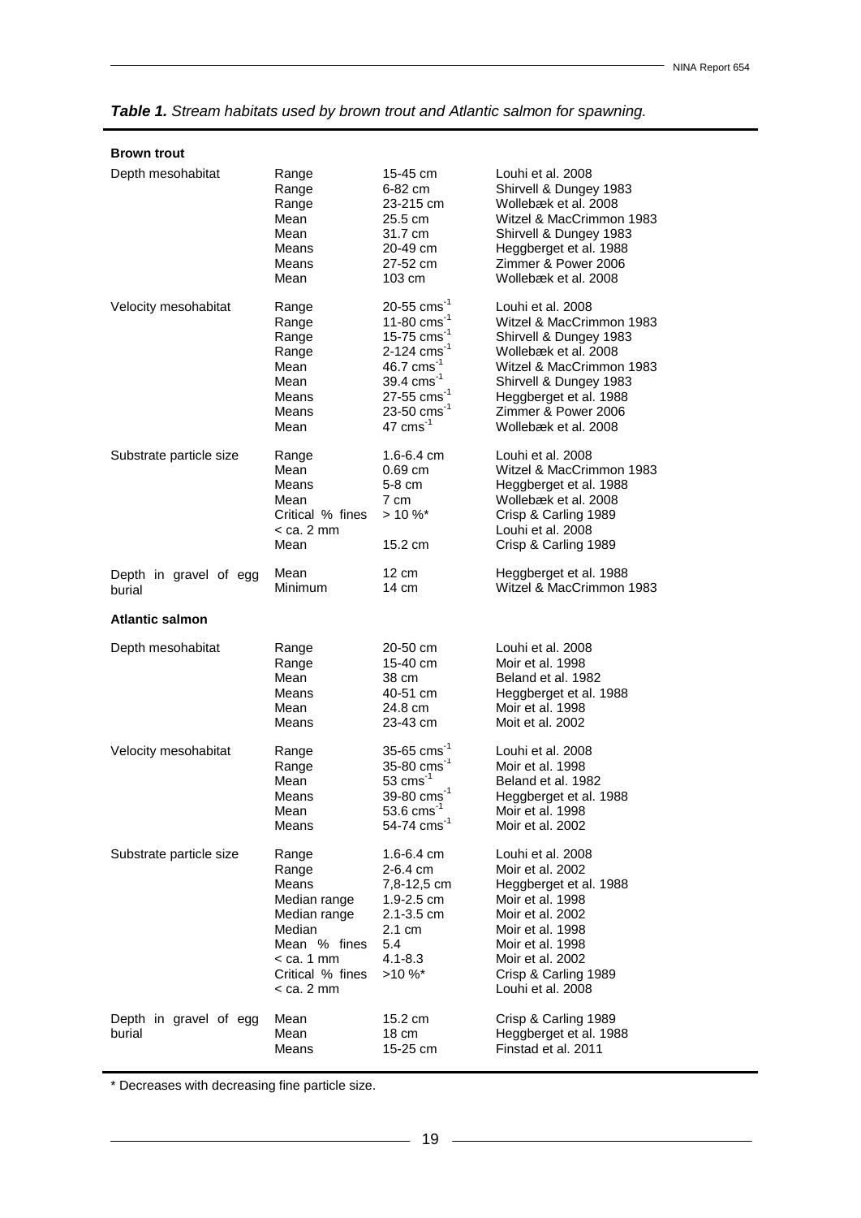***Table 1.*** *Stream habitats used by brown trout and Atlantic salmon for spawning.*

| | | | |
|---|---|---|---|
| **Brown trout** | | | |
| Depth mesohabitat | Range | 15-45 cm | Louhi et al. 2008 |
| | Range | 6-82 cm | Shirvell & Dungey 1983 |
| | Range | 23-215 cm | Wollebæk et al. 2008 |
| | Mean | 25.5 cm | Witzel & MacCrimmon 1983 |
| | Mean | 31.7 cm | Shirvell & Dungey 1983 |
| | Means | 20-49 cm | Heggberget et al. 1988 |
| | Means | 27-52 cm | Zimmer & Power 2006 |
| | Mean | 103 cm | Wollebæk et al. 2008 |
| Velocity mesohabitat | Range | 20-55 $cms^{-1}$ | Louhi et al. 2008 |
| | Range | 11-80 $cms^{-1}$ | Witzel & MacCrimmon 1983 |
| | Range | 15-75 $cms^{-1}$ | Shirvell & Dungey 1983 |
| | Range | 2-124 $cms^{-1}$ | Wollebæk et al. 2008 |
| | Mean | 46.7 $cms^{-1}$ | Witzel & MacCrimmon 1983 |
| | Mean | 39.4 $cms^{-1}$ | Shirvell & Dungey 1983 |
| | Means | 27-55 $cms^{-1}$ | Heggberget et al. 1988 |
| | Means | 23-50 $cms^{-1}$ | Zimmer & Power 2006 |
| | Mean | 47 $cms^{-1}$ | Wollebæk et al. 2008 |
| Substrate particle size | Range | 1.6-6.4 cm | Louhi et al. 2008 |
| | Mean | 0.69 cm | Witzel & MacCrimmon 1983 |
| | Means | 5-8 cm | Heggberget et al. 1988 |
| | Mean | 7 cm | Wollebæk et al. 2008 |
| | Critical % fines < ca. 2 mm | > 10 %* | Crisp & Carling 1989<br>Louhi et al. 2008 |
| | Mean | 15.2 cm | Crisp & Carling 1989 |
| Depth in gravel of egg burial | Mean | 12 cm | Heggberget et al. 1988 |
| | Minimum | 14 cm | Witzel & MacCrimmon 1983 |
| **Atlantic salmon** | | | |
| Depth mesohabitat | Range | 20-50 cm | Louhi et al. 2008 |
| | Range | 15-40 cm | Moir et al. 1998 |
| | Mean | 38 cm | Beland et al. 1982 |
| | Means | 40-51 cm | Heggberget et al. 1988 |
| | Mean | 24.8 cm | Moir et al. 1998 |
| | Means | 23-43 cm | Moit et al. 2002 |
| Velocity mesohabitat | Range | 35-65 $cms^{-1}$ | Louhi et al. 2008 |
| | Range | 35-80 $cms^{-1}$ | Moir et al. 1998 |
| | Mean | 53 $cms^{-1}$ | Beland et al. 1982 |
| | Means | 39-80 $cms^{-1}$ | Heggberget et al. 1988 |
| | Mean | 53.6 $cms^{-1}$ | Moir et al. 1998 |
| | Means | 54-74 $cms^{-1}$ | Moir et al. 2002 |
| Substrate particle size | Range | 1.6-6.4 cm | Louhi et al. 2008 |
| | Range | 2-6.4 cm | Moir et al. 2002 |
| | Means | 7,8-12,5 cm | Heggberget et al. 1988 |
| | Median range | 1.9-2.5 cm | Moir et al. 1998 |
| | Median range | 2.1-3.5 cm | Moir et al. 2002 |
| | Median | 2.1 cm | Moir et al. 1998 |
| | Mean % fines < ca. 1 mm | 5.4<br>4.1-8.3 | Moir et al. 1998<br>Moir et al. 2002 |
| | Critical % fines < ca. 2 mm | >10 %* | Crisp & Carling 1989<br>Louhi et al. 2008 |
| Depth in gravel of egg burial | Mean | 15.2 cm | Crisp & Carling 1989 |
| | Mean | 18 cm | Heggberget et al. 1988 |
| | Means | 15-25 cm | Finstad et al. 2011 |

\* Decreases with decreasing fine particle size.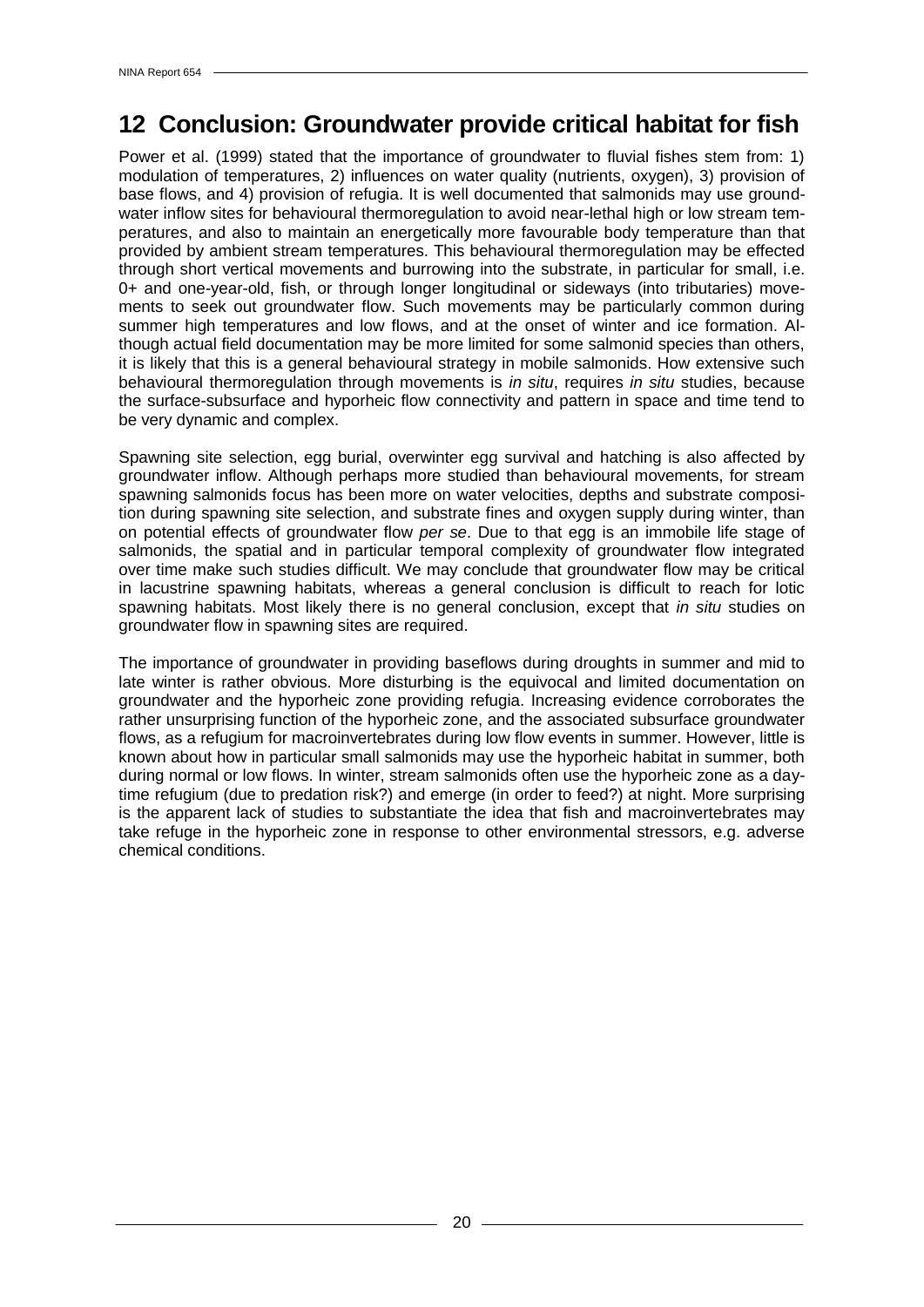# 12 Conclusion: Groundwater provide critical habitat for fish

Power et al. (1999) stated that the importance of groundwater to fluvial fishes stem from: 1) modulation of temperatures, 2) influences on water quality (nutrients, oxygen), 3) provision of base flows, and 4) provision of refugia. It is well documented that salmonids may use groundwater inflow sites for behavioural thermoregulation to avoid near-lethal high or low stream temperatures, and also to maintain an energetically more favourable body temperature than that provided by ambient stream temperatures. This behavioural thermoregulation may be effected through short vertical movements and burrowing into the substrate, in particular for small, i.e. 0+ and one-year-old, fish, or through longer longitudinal or sideways (into tributaries) movements to seek out groundwater flow. Such movements may be particularly common during summer high temperatures and low flows, and at the onset of winter and ice formation. Although actual field documentation may be more limited for some salmonid species than others, it is likely that this is a general behavioural strategy in mobile salmonids. How extensive such behavioural thermoregulation through movements is *in situ*, requires *in situ* studies, because the surface-subsurface and hyporheic flow connectivity and pattern in space and time tend to be very dynamic and complex.

Spawning site selection, egg burial, overwinter egg survival and hatching is also affected by groundwater inflow. Although perhaps more studied than behavioural movements, for stream spawning salmonids focus has been more on water velocities, depths and substrate composition during spawning site selection, and substrate fines and oxygen supply during winter, than on potential effects of groundwater flow *per se*. Due to that egg is an immobile life stage of salmonids, the spatial and in particular temporal complexity of groundwater flow integrated over time make such studies difficult. We may conclude that groundwater flow may be critical in lacustrine spawning habitats, whereas a general conclusion is difficult to reach for lotic spawning habitats. Most likely there is no general conclusion, except that *in situ* studies on groundwater flow in spawning sites are required.

The importance of groundwater in providing baseflows during droughts in summer and mid to late winter is rather obvious. More disturbing is the equivocal and limited documentation on groundwater and the hyporheic zone providing refugia. Increasing evidence corroborates the rather unsurprising function of the hyporheic zone, and the associated subsurface groundwater flows, as a refugium for macroinvertebrates during low flow events in summer. However, little is known about how in particular small salmonids may use the hyporheic habitat in summer, both during normal or low flows. In winter, stream salmonids often use the hyporheic zone as a daytime refugium (due to predation risk?) and emerge (in order to feed?) at night. More surprising is the apparent lack of studies to substantiate the idea that fish and macroinvertebrates may take refuge in the hyporheic zone in response to other environmental stressors, e.g. adverse chemical conditions.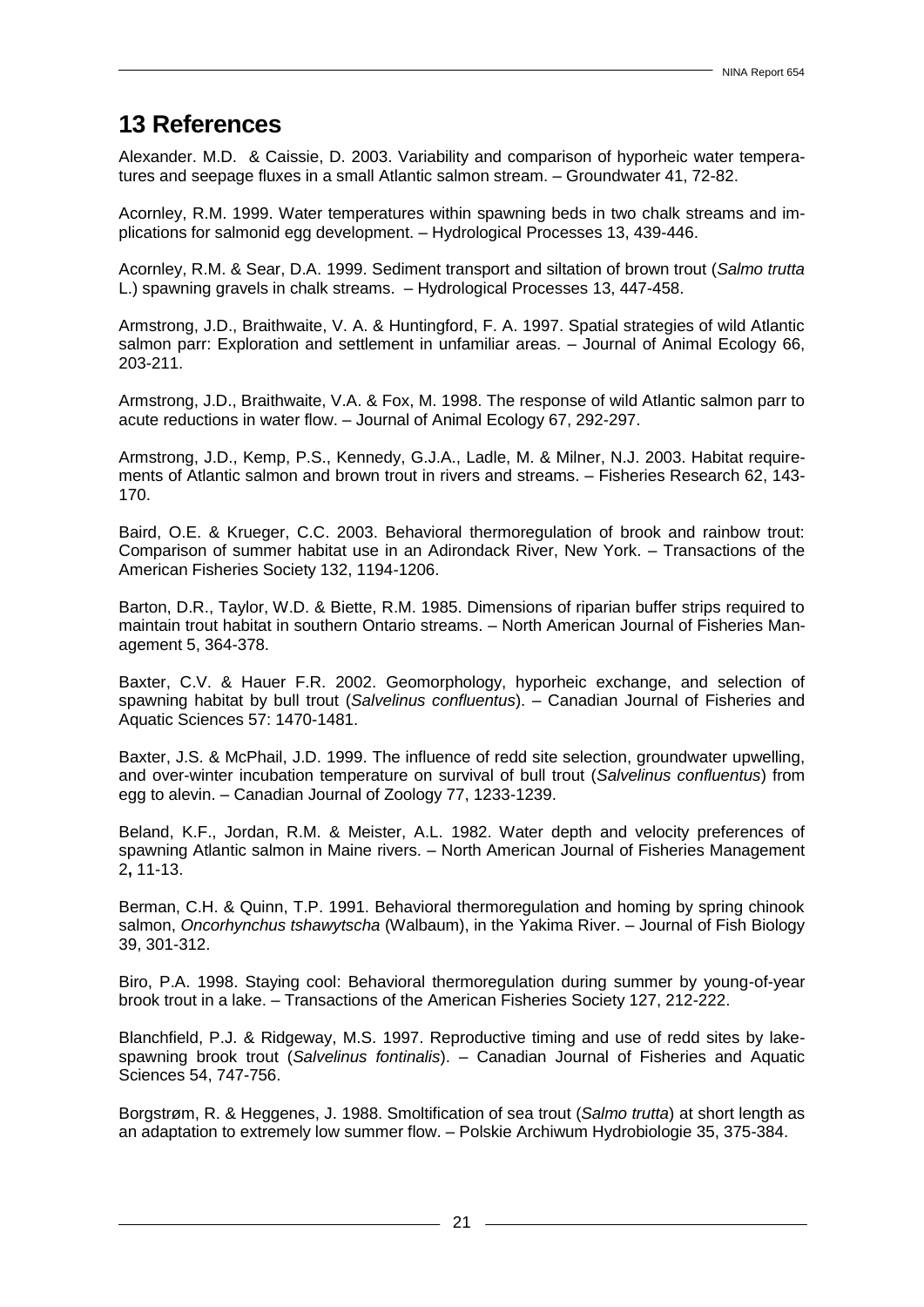# 13 References

Alexander. M.D. & Caissie, D. 2003. Variability and comparison of hyporheic water temperatures and seepage fluxes in a small Atlantic salmon stream. – Groundwater 41, 72-82.

Acornley, R.M. 1999. Water temperatures within spawning beds in two chalk streams and implications for salmonid egg development. – Hydrological Processes 13, 439-446.

Acornley, R.M. & Sear, D.A. 1999. Sediment transport and siltation of brown trout (*Salmo trutta* L.) spawning gravels in chalk streams. – Hydrological Processes 13, 447-458.

Armstrong, J.D., Braithwaite, V. A. & Huntingford, F. A. 1997. Spatial strategies of wild Atlantic salmon parr: Exploration and settlement in unfamiliar areas. – Journal of Animal Ecology 66, 203-211.

Armstrong, J.D., Braithwaite, V.A. & Fox, M. 1998. The response of wild Atlantic salmon parr to acute reductions in water flow. – Journal of Animal Ecology 67, 292-297.

Armstrong, J.D., Kemp, P.S., Kennedy, G.J.A., Ladle, M. & Milner, N.J. 2003. Habitat requirements of Atlantic salmon and brown trout in rivers and streams. – Fisheries Research 62, 143-170.

Baird, O.E. & Krueger, C.C. 2003. Behavioral thermoregulation of brook and rainbow trout: Comparison of summer habitat use in an Adirondack River, New York. – Transactions of the American Fisheries Society 132, 1194-1206.

Barton, D.R., Taylor, W.D. & Biette, R.M. 1985. Dimensions of riparian buffer strips required to maintain trout habitat in southern Ontario streams. – North American Journal of Fisheries Management 5, 364-378.

Baxter, C.V. & Hauer F.R. 2002. Geomorphology, hyporheic exchange, and selection of spawning habitat by bull trout (*Salvelinus confluentus*). – Canadian Journal of Fisheries and Aquatic Sciences 57: 1470-1481.

Baxter, J.S. & McPhail, J.D. 1999. The influence of redd site selection, groundwater upwelling, and over-winter incubation temperature on survival of bull trout (*Salvelinus confluentus*) from egg to alevin. – Canadian Journal of Zoology 77, 1233-1239.

Beland, K.F., Jordan, R.M. & Meister, A.L. 1982. Water depth and velocity preferences of spawning Atlantic salmon in Maine rivers. – North American Journal of Fisheries Management 2**,** 11-13.

Berman, C.H. & Quinn, T.P. 1991. Behavioral thermoregulation and homing by spring chinook salmon, *Oncorhynchus tshawytscha* (Walbaum), in the Yakima River. – Journal of Fish Biology 39, 301-312.

Biro, P.A. 1998. Staying cool: Behavioral thermoregulation during summer by young-of-year brook trout in a lake. – Transactions of the American Fisheries Society 127, 212-222.

Blanchfield, P.J. & Ridgeway, M.S. 1997. Reproductive timing and use of redd sites by lake-spawning brook trout (*Salvelinus fontinalis*). – Canadian Journal of Fisheries and Aquatic Sciences 54, 747-756.

Borgstrøm, R. & Heggenes, J. 1988. Smoltification of sea trout (*Salmo trutta*) at short length as an adaptation to extremely low summer flow. – Polskie Archiwum Hydrobiologie 35, 375-384.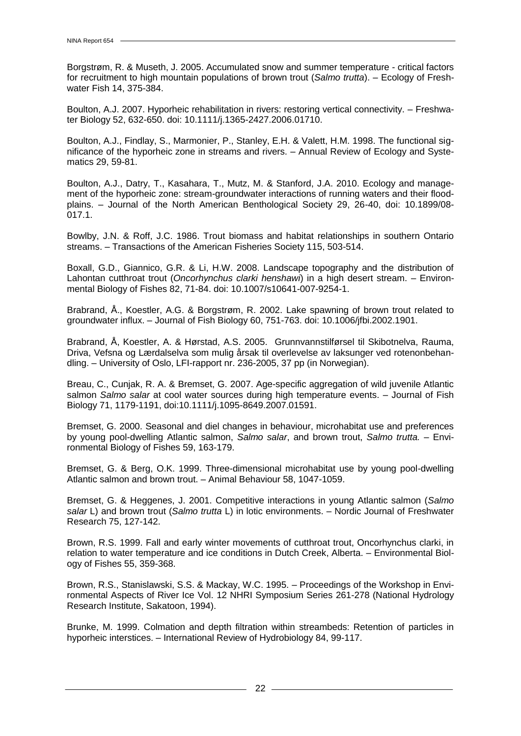Borgstrøm, R. & Museth, J. 2005. Accumulated snow and summer temperature - critical factors for recruitment to high mountain populations of brown trout (*Salmo trutta*). – Ecology of Freshwater Fish 14, 375-384.

Boulton, A.J. 2007. Hyporheic rehabilitation in rivers: restoring vertical connectivity. – Freshwater Biology 52, 632-650. doi: 10.1111/j.1365-2427.2006.01710.

Boulton, A.J., Findlay, S., Marmonier, P., Stanley, E.H. & Valett, H.M. 1998. The functional significance of the hyporheic zone in streams and rivers. – Annual Review of Ecology and Systematics 29, 59-81.

Boulton, A.J., Datry, T., Kasahara, T., Mutz, M. & Stanford, J.A. 2010. Ecology and management of the hyporheic zone: stream-groundwater interactions of running waters and their floodplains. – Journal of the North American Benthological Society 29, 26-40, doi: 10.1899/08-017.1.

Bowlby, J.N. & Roff, J.C. 1986. Trout biomass and habitat relationships in southern Ontario streams. – Transactions of the American Fisheries Society 115, 503-514.

Boxall, G.D., Giannico, G.R. & Li, H.W. 2008. Landscape topography and the distribution of Lahontan cutthroat trout (*Oncorhynchus clarki henshawi*) in a high desert stream. – Environmental Biology of Fishes 82, 71-84. doi: 10.1007/s10641-007-9254-1.

Brabrand, Å., Koestler, A.G. & Borgstrøm, R. 2002. Lake spawning of brown trout related to groundwater influx. – Journal of Fish Biology 60, 751-763. doi: 10.1006/jfbi.2002.1901.

Brabrand, Å, Koestler, A. & Hørstad, A.S. 2005. Grunnvannstilførsel til Skibotnelva, Rauma, Driva, Vefsna og Lærdalselva som mulig årsak til overlevelse av laksunger ved rotenonbehandling. – University of Oslo, LFI-rapport nr. 236-2005, 37 pp (in Norwegian).

Breau, C., Cunjak, R. A. & Bremset, G. 2007. Age-specific aggregation of wild juvenile Atlantic salmon *Salmo salar* at cool water sources during high temperature events. – Journal of Fish Biology 71, 1179-1191, doi:10.1111/j.1095-8649.2007.01591.

Bremset, G. 2000. Seasonal and diel changes in behaviour, microhabitat use and preferences by young pool-dwelling Atlantic salmon, *Salmo salar*, and brown trout, *Salmo trutta.* – Environmental Biology of Fishes 59, 163-179.

Bremset, G. & Berg, O.K. 1999. Three-dimensional microhabitat use by young pool-dwelling Atlantic salmon and brown trout. – Animal Behaviour 58, 1047-1059.

Bremset, G. & Heggenes, J. 2001. Competitive interactions in young Atlantic salmon (*Salmo salar* L) and brown trout (*Salmo trutta* L) in lotic environments. – Nordic Journal of Freshwater Research 75, 127-142.

Brown, R.S. 1999. Fall and early winter movements of cutthroat trout, Oncorhynchus clarki, in relation to water temperature and ice conditions in Dutch Creek, Alberta. – Environmental Biology of Fishes 55, 359-368.

Brown, R.S., Stanislawski, S.S. & Mackay, W.C. 1995. – Proceedings of the Workshop in Environmental Aspects of River Ice Vol. 12 NHRI Symposium Series 261-278 (National Hydrology Research Institute, Sakatoon, 1994).

Brunke, M. 1999. Colmation and depth filtration within streambeds: Retention of particles in hyporheic interstices. – International Review of Hydrobiology 84, 99-117.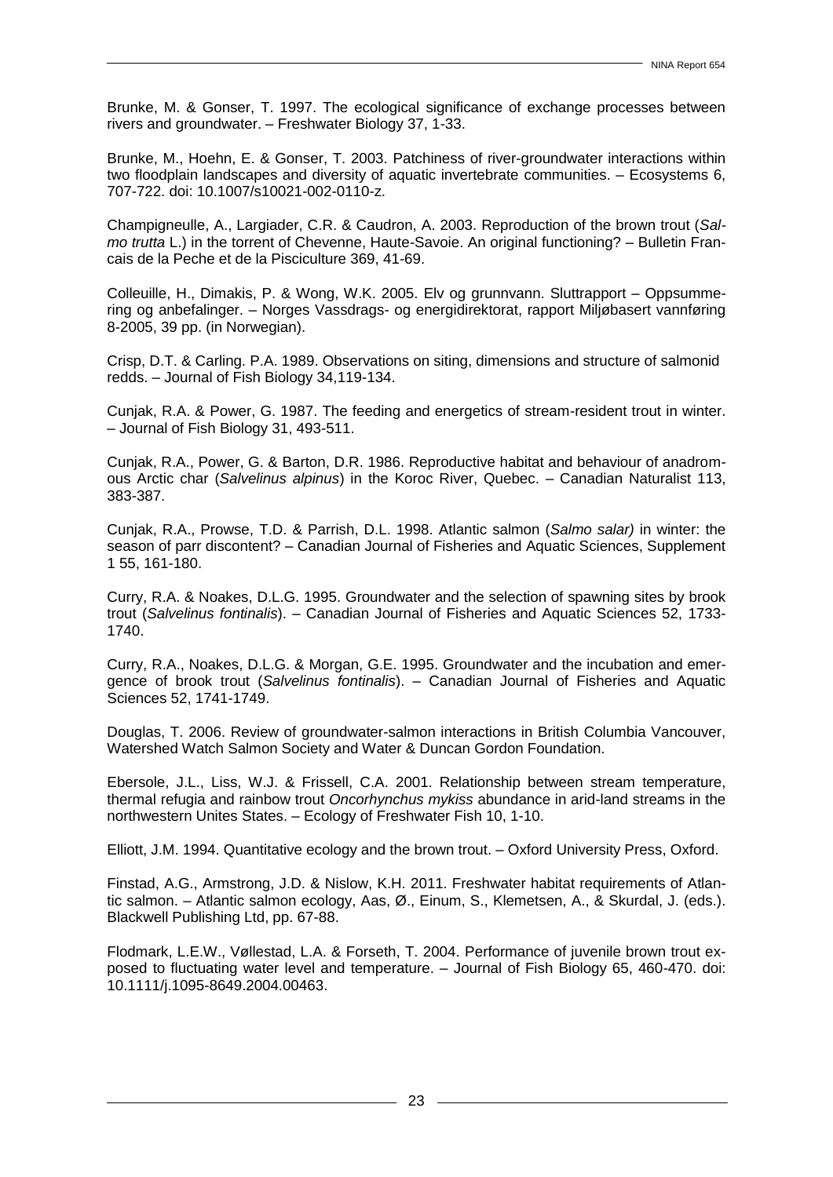Brunke, M. & Gonser, T. 1997. The ecological significance of exchange processes between rivers and groundwater. – Freshwater Biology 37, 1-33.

Brunke, M., Hoehn, E. & Gonser, T. 2003. Patchiness of river-groundwater interactions within two floodplain landscapes and diversity of aquatic invertebrate communities. – Ecosystems 6, 707-722. doi: 10.1007/s10021-002-0110-z.

Champigneulle, A., Largiader, C.R. & Caudron, A. 2003. Reproduction of the brown trout (*Salmo trutta* L.) in the torrent of Chevenne, Haute-Savoie. An original functioning? – Bulletin Francais de la Peche et de la Pisciculture 369, 41-69.

Colleuille, H., Dimakis, P. & Wong, W.K. 2005. Elv og grunnvann. Sluttrapport – Oppsummering og anbefalinger. – Norges Vassdrags- og energidirektorat, rapport Miljøbasert vannføring 8-2005, 39 pp. (in Norwegian).

Crisp, D.T. & Carling. P.A. 1989. Observations on siting, dimensions and structure of salmonid redds. – Journal of Fish Biology 34,119-134.

Cunjak, R.A. & Power, G. 1987. The feeding and energetics of stream-resident trout in winter. – Journal of Fish Biology 31, 493-511.

Cunjak, R.A., Power, G. & Barton, D.R. 1986. Reproductive habitat and behaviour of anadromous Arctic char (*Salvelinus alpinus*) in the Koroc River, Quebec. – Canadian Naturalist 113, 383-387.

Cunjak, R.A., Prowse, T.D. & Parrish, D.L. 1998. Atlantic salmon (*Salmo salar)* in winter: the season of parr discontent? – Canadian Journal of Fisheries and Aquatic Sciences, Supplement 1 55, 161-180.

Curry, R.A. & Noakes, D.L.G. 1995. Groundwater and the selection of spawning sites by brook trout (*Salvelinus fontinalis*). – Canadian Journal of Fisheries and Aquatic Sciences 52, 1733-1740.

Curry, R.A., Noakes, D.L.G. & Morgan, G.E. 1995. Groundwater and the incubation and emergence of brook trout (*Salvelinus fontinalis*). – Canadian Journal of Fisheries and Aquatic Sciences 52, 1741-1749.

Douglas, T. 2006. Review of groundwater-salmon interactions in British Columbia Vancouver, Watershed Watch Salmon Society and Water & Duncan Gordon Foundation.

Ebersole, J.L., Liss, W.J. & Frissell, C.A. 2001. Relationship between stream temperature, thermal refugia and rainbow trout *Oncorhynchus mykiss* abundance in arid-land streams in the northwestern Unites States. – Ecology of Freshwater Fish 10, 1-10.

Elliott, J.M. 1994. Quantitative ecology and the brown trout. – Oxford University Press, Oxford.

Finstad, A.G., Armstrong, J.D. & Nislow, K.H. 2011. Freshwater habitat requirements of Atlantic salmon. – Atlantic salmon ecology, Aas, Ø., Einum, S., Klemetsen, A., & Skurdal, J. (eds.). Blackwell Publishing Ltd, pp. 67-88.

Flodmark, L.E.W., Vøllestad, L.A. & Forseth, T. 2004. Performance of juvenile brown trout exposed to fluctuating water level and temperature. – Journal of Fish Biology 65, 460-470. doi: 10.1111/j.1095-8649.2004.00463.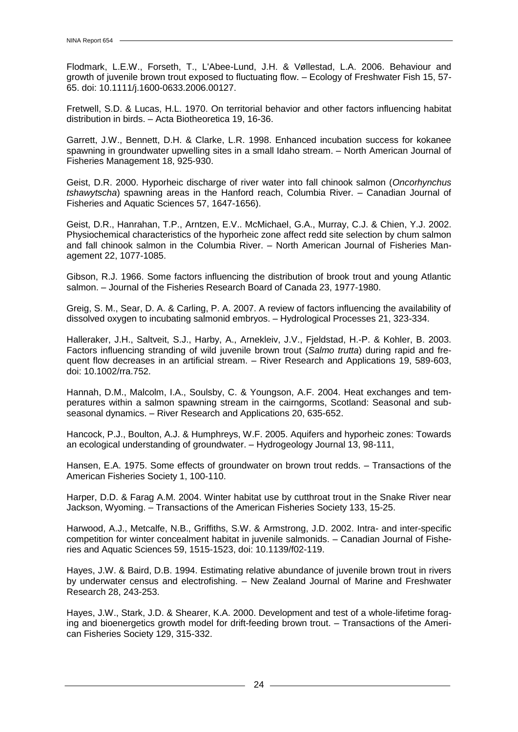Flodmark, L.E.W., Forseth, T., L'Abee-Lund, J.H. & Vøllestad, L.A. 2006. Behaviour and growth of juvenile brown trout exposed to fluctuating flow. – Ecology of Freshwater Fish 15, 57-65. doi: 10.1111/j.1600-0633.2006.00127.

Fretwell, S.D. & Lucas, H.L. 1970. On territorial behavior and other factors influencing habitat distribution in birds. – Acta Biotheoretica 19, 16-36.

Garrett, J.W., Bennett, D.H. & Clarke, L.R. 1998. Enhanced incubation success for kokanee spawning in groundwater upwelling sites in a small Idaho stream. – North American Journal of Fisheries Management 18, 925-930.

Geist, D.R. 2000. Hyporheic discharge of river water into fall chinook salmon (*Oncorhynchus tshawytscha*) spawning areas in the Hanford reach, Columbia River. – Canadian Journal of Fisheries and Aquatic Sciences 57, 1647-1656).

Geist, D.R., Hanrahan, T.P., Arntzen, E.V.. McMichael, G.A., Murray, C.J. & Chien, Y.J. 2002. Physiochemical characteristics of the hyporheic zone affect redd site selection by chum salmon and fall chinook salmon in the Columbia River. – North American Journal of Fisheries Management 22, 1077-1085.

Gibson, R.J. 1966. Some factors influencing the distribution of brook trout and young Atlantic salmon. – Journal of the Fisheries Research Board of Canada 23, 1977-1980.

Greig, S. M., Sear, D. A. & Carling, P. A. 2007. A review of factors influencing the availability of dissolved oxygen to incubating salmonid embryos. – Hydrological Processes 21, 323-334.

Halleraker, J.H., Saltveit, S.J., Harby, A., Arnekleiv, J.V., Fjeldstad, H.-P. & Kohler, B. 2003. Factors influencing stranding of wild juvenile brown trout (*Salmo trutta*) during rapid and frequent flow decreases in an artificial stream. – River Research and Applications 19, 589-603, doi: 10.1002/rra.752.

Hannah, D.M., Malcolm, I.A., Soulsby, C. & Youngson, A.F. 2004. Heat exchanges and temperatures within a salmon spawning stream in the cairngorms, Scotland: Seasonal and sub-seasonal dynamics. – River Research and Applications 20, 635-652.

Hancock, P.J., Boulton, A.J. & Humphreys, W.F. 2005. Aquifers and hyporheic zones: Towards an ecological understanding of groundwater. – Hydrogeology Journal 13, 98-111,

Hansen, E.A. 1975. Some effects of groundwater on brown trout redds. – Transactions of the American Fisheries Society 1, 100-110.

Harper, D.D. & Farag A.M. 2004. Winter habitat use by cutthroat trout in the Snake River near Jackson, Wyoming. – Transactions of the American Fisheries Society 133, 15-25.

Harwood, A.J., Metcalfe, N.B., Griffiths, S.W. & Armstrong, J.D. 2002. Intra- and inter-specific competition for winter concealment habitat in juvenile salmonids. – Canadian Journal of Fisheries and Aquatic Sciences 59, 1515-1523, doi: 10.1139/f02-119.

Hayes, J.W. & Baird, D.B. 1994. Estimating relative abundance of juvenile brown trout in rivers by underwater census and electrofishing. – New Zealand Journal of Marine and Freshwater Research 28, 243-253.

Hayes, J.W., Stark, J.D. & Shearer, K.A. 2000. Development and test of a whole-lifetime foraging and bioenergetics growth model for drift-feeding brown trout. – Transactions of the American Fisheries Society 129, 315-332.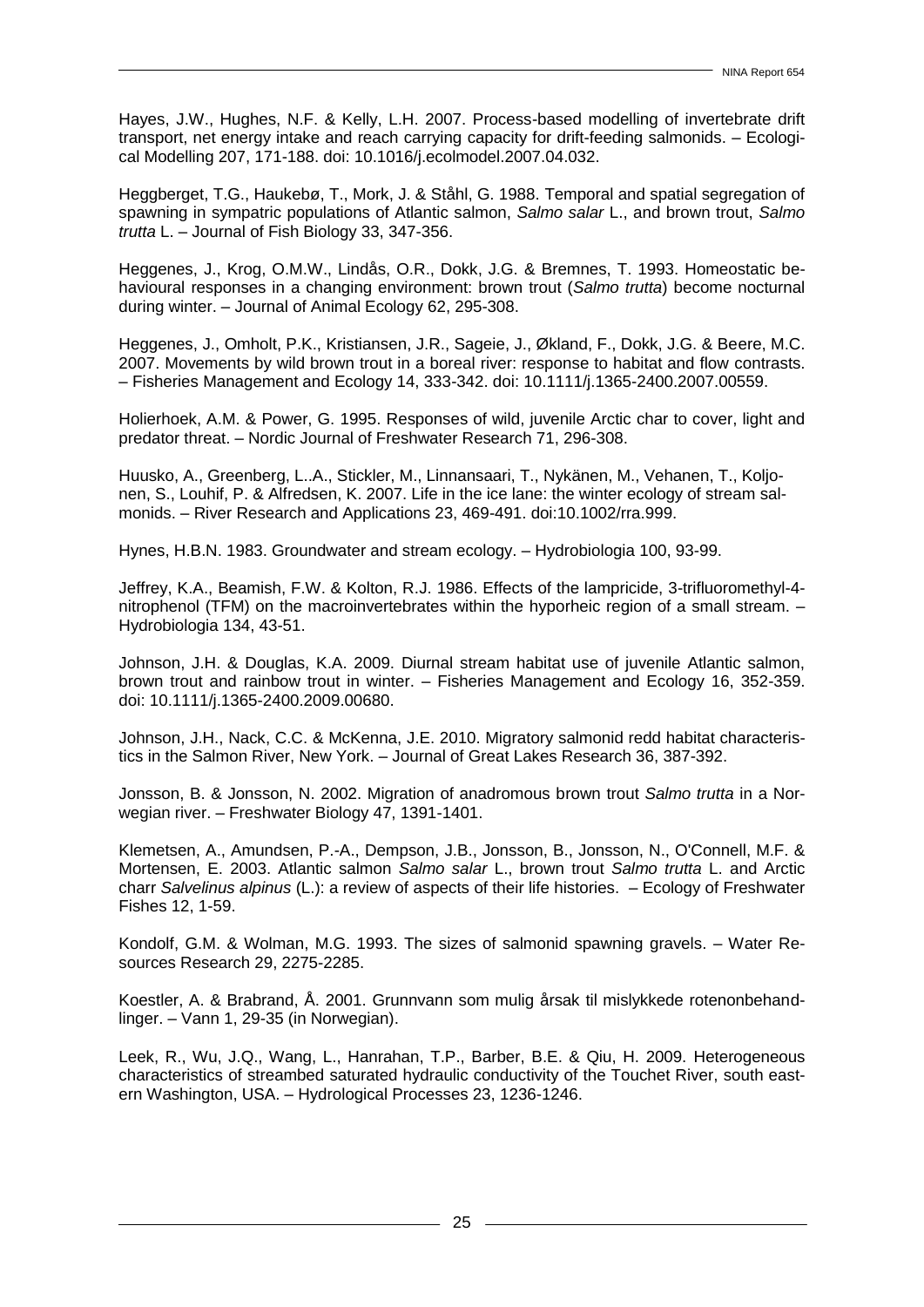Hayes, J.W., Hughes, N.F. & Kelly, L.H. 2007. Process-based modelling of invertebrate drift transport, net energy intake and reach carrying capacity for drift-feeding salmonids. – Ecological Modelling 207, 171-188. doi: 10.1016/j.ecolmodel.2007.04.032.

Heggberget, T.G., Haukebø, T., Mork, J. & Ståhl, G. 1988. Temporal and spatial segregation of spawning in sympatric populations of Atlantic salmon, *Salmo salar* L., and brown trout, *Salmo trutta* L. – Journal of Fish Biology 33, 347-356.

Heggenes, J., Krog, O.M.W., Lindås, O.R., Dokk, J.G. & Bremnes, T. 1993. Homeostatic behavioural responses in a changing environment: brown trout (*Salmo trutta*) become nocturnal during winter. – Journal of Animal Ecology 62, 295-308.

Heggenes, J., Omholt, P.K., Kristiansen, J.R., Sageie, J., Økland, F., Dokk, J.G. & Beere, M.C. 2007. Movements by wild brown trout in a boreal river: response to habitat and flow contrasts. – Fisheries Management and Ecology 14, 333-342. doi: 10.1111/j.1365-2400.2007.00559.

Holierhoek, A.M. & Power, G. 1995. Responses of wild, juvenile Arctic char to cover, light and predator threat. – Nordic Journal of Freshwater Research 71, 296-308.

Huusko, A., Greenberg, L..A., Stickler, M., Linnansaari, T., Nykänen, M., Vehanen, T., Koljonen, S., Louhif, P. & Alfredsen, K. 2007. Life in the ice lane: the winter ecology of stream salmonids. – River Research and Applications 23, 469-491. doi:10.1002/rra.999.

Hynes, H.B.N. 1983. Groundwater and stream ecology. – Hydrobiologia 100, 93-99.

Jeffrey, K.A., Beamish, F.W. & Kolton, R.J. 1986. Effects of the lampricide, 3-trifluoromethyl-4-nitrophenol (TFM) on the macroinvertebrates within the hyporheic region of a small stream. – Hydrobiologia 134, 43-51.

Johnson, J.H. & Douglas, K.A. 2009. Diurnal stream habitat use of juvenile Atlantic salmon, brown trout and rainbow trout in winter. – Fisheries Management and Ecology 16, 352-359. doi: 10.1111/j.1365-2400.2009.00680.

Johnson, J.H., Nack, C.C. & McKenna, J.E. 2010. Migratory salmonid redd habitat characteristics in the Salmon River, New York. – Journal of Great Lakes Research 36, 387-392.

Jonsson, B. & Jonsson, N. 2002. Migration of anadromous brown trout *Salmo trutta* in a Norwegian river. – Freshwater Biology 47, 1391-1401.

Klemetsen, A., Amundsen, P.-A., Dempson, J.B., Jonsson, B., Jonsson, N., O'Connell, M.F. & Mortensen, E. 2003. Atlantic salmon *Salmo salar* L., brown trout *Salmo trutta* L. and Arctic charr *Salvelinus alpinus* (L.): a review of aspects of their life histories. – Ecology of Freshwater Fishes 12, 1-59.

Kondolf, G.M. & Wolman, M.G. 1993. The sizes of salmonid spawning gravels. – Water Resources Research 29, 2275-2285.

Koestler, A. & Brabrand, Å. 2001. Grunnvann som mulig årsak til mislykkede rotenonbehandlinger. – Vann 1, 29-35 (in Norwegian).

Leek, R., Wu, J.Q., Wang, L., Hanrahan, T.P., Barber, B.E. & Qiu, H. 2009. Heterogeneous characteristics of streambed saturated hydraulic conductivity of the Touchet River, south eastern Washington, USA. – Hydrological Processes 23, 1236-1246.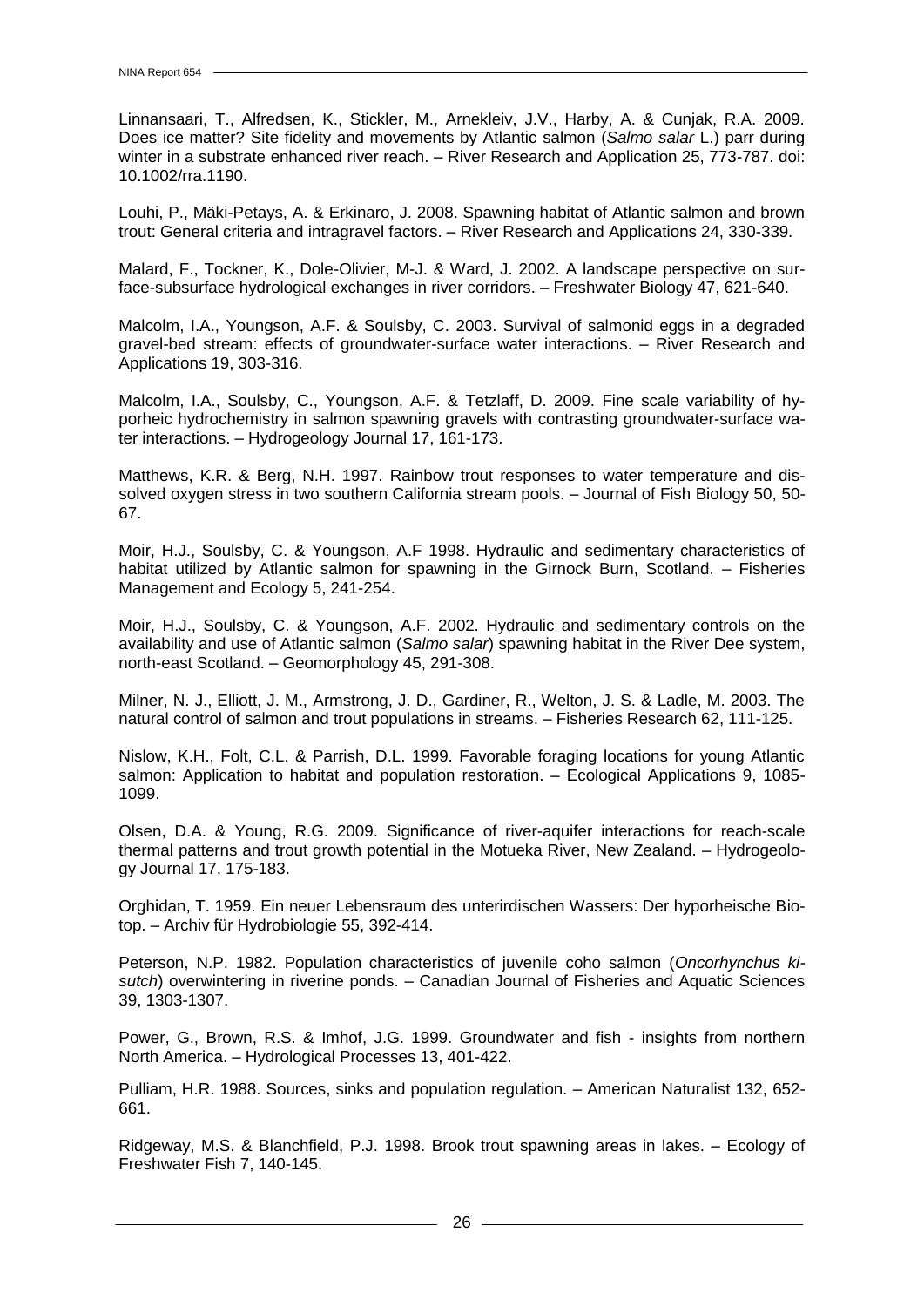Linnansaari, T., Alfredsen, K., Stickler, M., Arnekleiv, J.V., Harby, A. & Cunjak, R.A. 2009. Does ice matter? Site fidelity and movements by Atlantic salmon (*Salmo salar* L.) parr during winter in a substrate enhanced river reach. – River Research and Application 25, 773-787. doi: 10.1002/rra.1190.

Louhi, P., Mäki-Petays, A. & Erkinaro, J. 2008. Spawning habitat of Atlantic salmon and brown trout: General criteria and intragravel factors. – River Research and Applications 24, 330-339.

Malard, F., Tockner, K., Dole-Olivier, M-J. & Ward, J. 2002. A landscape perspective on surface-subsurface hydrological exchanges in river corridors. – Freshwater Biology 47, 621-640.

Malcolm, I.A., Youngson, A.F. & Soulsby, C. 2003. Survival of salmonid eggs in a degraded gravel-bed stream: effects of groundwater-surface water interactions. – River Research and Applications 19, 303-316.

Malcolm, I.A., Soulsby, C., Youngson, A.F. & Tetzlaff, D. 2009. Fine scale variability of hyporheic hydrochemistry in salmon spawning gravels with contrasting groundwater-surface water interactions. – Hydrogeology Journal 17, 161-173.

Matthews, K.R. & Berg, N.H. 1997. Rainbow trout responses to water temperature and dissolved oxygen stress in two southern California stream pools. – Journal of Fish Biology 50, 50-67.

Moir, H.J., Soulsby, C. & Youngson, A.F 1998. Hydraulic and sedimentary characteristics of habitat utilized by Atlantic salmon for spawning in the Girnock Burn, Scotland. – Fisheries Management and Ecology 5, 241-254.

Moir, H.J., Soulsby, C. & Youngson, A.F. 2002. Hydraulic and sedimentary controls on the availability and use of Atlantic salmon (*Salmo salar*) spawning habitat in the River Dee system, north-east Scotland. – Geomorphology 45, 291-308.

Milner, N. J., Elliott, J. M., Armstrong, J. D., Gardiner, R., Welton, J. S. & Ladle, M. 2003. The natural control of salmon and trout populations in streams. – Fisheries Research 62, 111-125.

Nislow, K.H., Folt, C.L. & Parrish, D.L. 1999. Favorable foraging locations for young Atlantic salmon: Application to habitat and population restoration. – Ecological Applications 9, 1085-1099.

Olsen, D.A. & Young, R.G. 2009. Significance of river-aquifer interactions for reach-scale thermal patterns and trout growth potential in the Motueka River, New Zealand. – Hydrogeology Journal 17, 175-183.

Orghidan, T. 1959. Ein neuer Lebensraum des unterirdischen Wassers: Der hyporheische Biotop. – Archiv für Hydrobiologie 55, 392-414.

Peterson, N.P. 1982. Population characteristics of juvenile coho salmon (*Oncorhynchus kisutch*) overwintering in riverine ponds. – Canadian Journal of Fisheries and Aquatic Sciences 39, 1303-1307.

Power, G., Brown, R.S. & Imhof, J.G. 1999. Groundwater and fish - insights from northern North America. – Hydrological Processes 13, 401-422.

Pulliam, H.R. 1988. Sources, sinks and population regulation. – American Naturalist 132, 652-661.

Ridgeway, M.S. & Blanchfield, P.J. 1998. Brook trout spawning areas in lakes. – Ecology of Freshwater Fish 7, 140-145.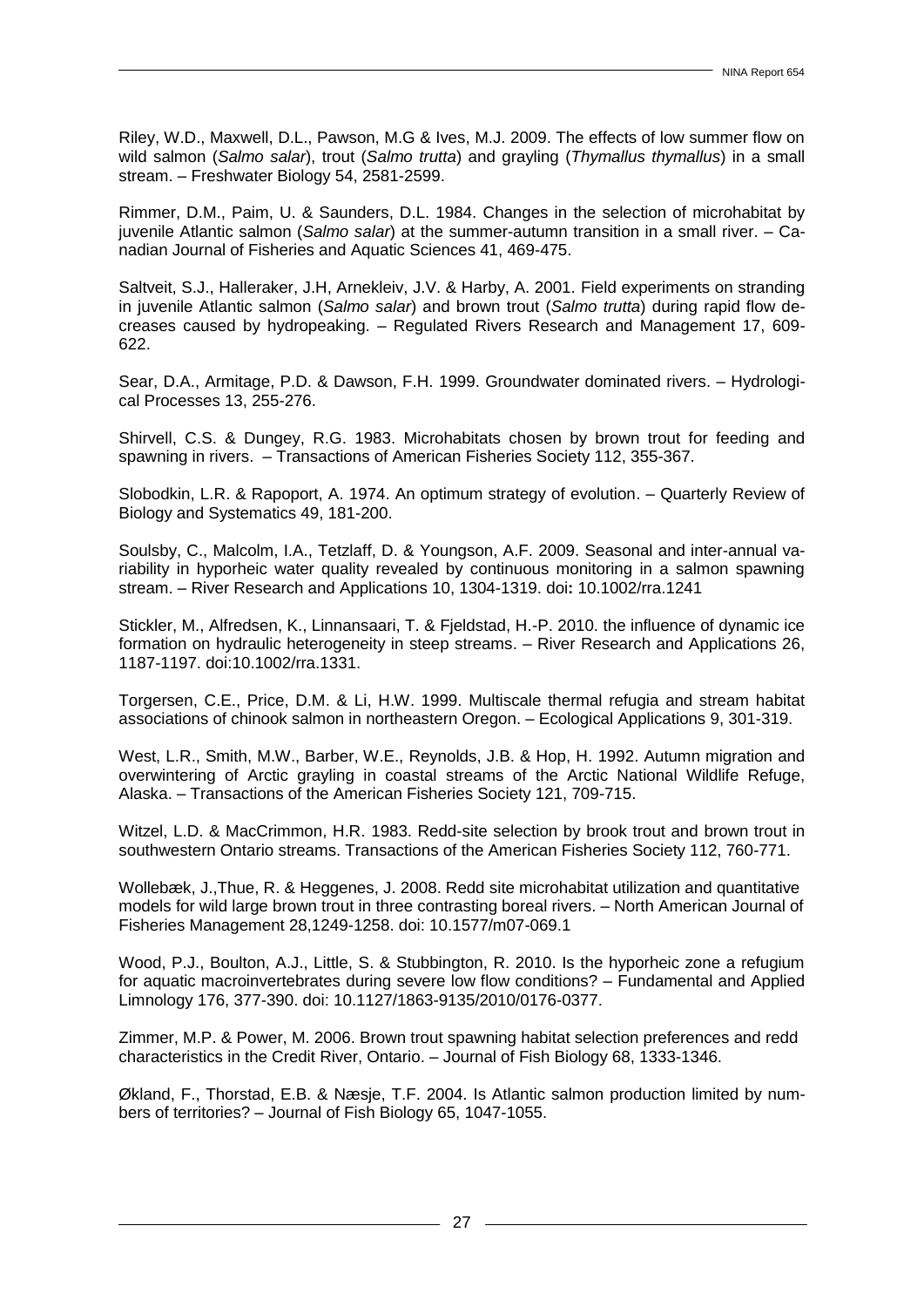Riley, W.D., Maxwell, D.L., Pawson, M.G & Ives, M.J. 2009. The effects of low summer flow on wild salmon (*Salmo salar*), trout (*Salmo trutta*) and grayling (*Thymallus thymallus*) in a small stream. – Freshwater Biology 54, 2581-2599.

Rimmer, D.M., Paim, U. & Saunders, D.L. 1984. Changes in the selection of microhabitat by juvenile Atlantic salmon (*Salmo salar*) at the summer-autumn transition in a small river. – Canadian Journal of Fisheries and Aquatic Sciences 41, 469-475.

Saltveit, S.J., Halleraker, J.H, Arnekleiv, J.V. & Harby, A. 2001. Field experiments on stranding in juvenile Atlantic salmon (*Salmo salar*) and brown trout (*Salmo trutta*) during rapid flow decreases caused by hydropeaking. – Regulated Rivers Research and Management 17, 609-622.

Sear, D.A., Armitage, P.D. & Dawson, F.H. 1999. Groundwater dominated rivers. – Hydrological Processes 13, 255-276.

Shirvell, C.S. & Dungey, R.G. 1983. Microhabitats chosen by brown trout for feeding and spawning in rivers. – Transactions of American Fisheries Society 112, 355-367.

Slobodkin, L.R. & Rapoport, A. 1974. An optimum strategy of evolution. – Quarterly Review of Biology and Systematics 49, 181-200.

Soulsby, C., Malcolm, I.A., Tetzlaff, D. & Youngson, A.F. 2009. Seasonal and inter-annual variability in hyporheic water quality revealed by continuous monitoring in a salmon spawning stream. – River Research and Applications 10, 1304-1319. doi**:** 10.1002/rra.1241

Stickler, M., Alfredsen, K., Linnansaari, T. & Fjeldstad, H.-P. 2010. the influence of dynamic ice formation on hydraulic heterogeneity in steep streams. – River Research and Applications 26, 1187-1197. doi:10.1002/rra.1331.

Torgersen, C.E., Price, D.M. & Li, H.W. 1999. Multiscale thermal refugia and stream habitat associations of chinook salmon in northeastern Oregon. – Ecological Applications 9, 301-319.

West, L.R., Smith, M.W., Barber, W.E., Reynolds, J.B. & Hop, H. 1992. Autumn migration and overwintering of Arctic grayling in coastal streams of the Arctic National Wildlife Refuge, Alaska. – Transactions of the American Fisheries Society 121, 709-715.

Witzel, L.D. & MacCrimmon, H.R. 1983. Redd-site selection by brook trout and brown trout in southwestern Ontario streams. Transactions of the American Fisheries Society 112, 760-771.

Wollebæk, J.,Thue, R. & Heggenes, J. 2008. Redd site microhabitat utilization and quantitative models for wild large brown trout in three contrasting boreal rivers. – North American Journal of Fisheries Management 28,1249-1258. doi: 10.1577/m07-069.1

Wood, P.J., Boulton, A.J., Little, S. & Stubbington, R. 2010. Is the hyporheic zone a refugium for aquatic macroinvertebrates during severe low flow conditions? – Fundamental and Applied Limnology 176, 377-390. doi: 10.1127/1863-9135/2010/0176-0377.

Zimmer, M.P. & Power, M. 2006. Brown trout spawning habitat selection preferences and redd characteristics in the Credit River, Ontario. – Journal of Fish Biology 68, 1333-1346.

Økland, F., Thorstad, E.B. & Næsje, T.F. 2004. Is Atlantic salmon production limited by numbers of territories? – Journal of Fish Biology 65, 1047-1055.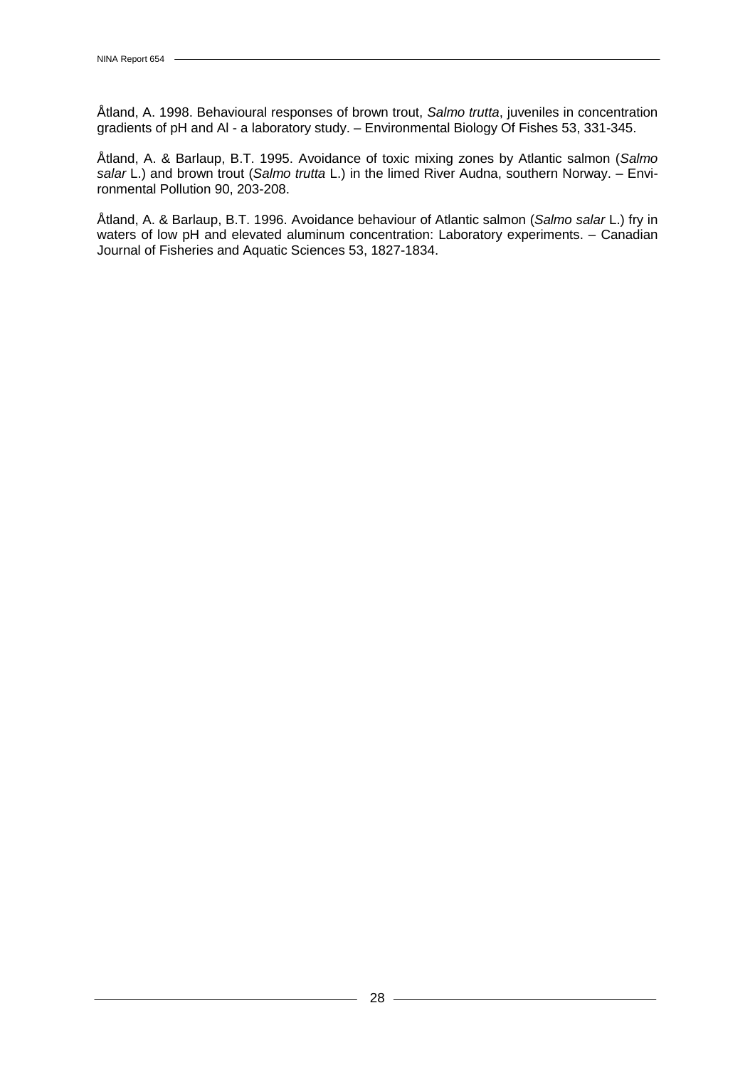Åtland, A. 1998. Behavioural responses of brown trout, *Salmo trutta*, juveniles in concentration gradients of pH and Al - a laboratory study. – Environmental Biology Of Fishes 53, 331-345.

Åtland, A. & Barlaup, B.T. 1995. Avoidance of toxic mixing zones by Atlantic salmon (*Salmo salar* L.) and brown trout (*Salmo trutta* L.) in the limed River Audna, southern Norway. – Environmental Pollution 90, 203-208.

Åtland, A. & Barlaup, B.T. 1996. Avoidance behaviour of Atlantic salmon (*Salmo salar* L.) fry in waters of low pH and elevated aluminum concentration: Laboratory experiments. – Canadian Journal of Fisheries and Aquatic Sciences 53, 1827-1834.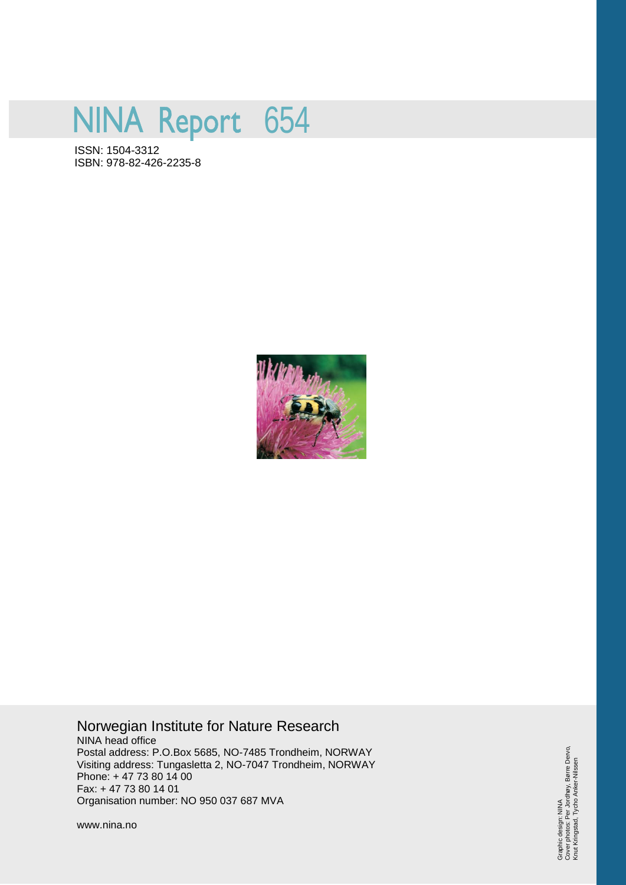# NINA Report 654

ISSN: 1504-3312
ISBN: 978-82-426-2235-8

Norwegian Institute for Nature Research

NINA head office
Postal address: P.O.Box 5685, NO-7485 Trondheim, NORWAY
Visiting address: Tungasletta 2, NO-7047 Trondheim, NORWAY
Phone: + 47 73 80 14 00
Fax: + 47 73 80 14 01
Organisation number: NO 950 037 687 MVA

www.nina.no

Graphic design: NINA
Cover photos: Per Jordhøy, Børre Dervo,
Knut Kringstad, Tycho Anker-Nilssen